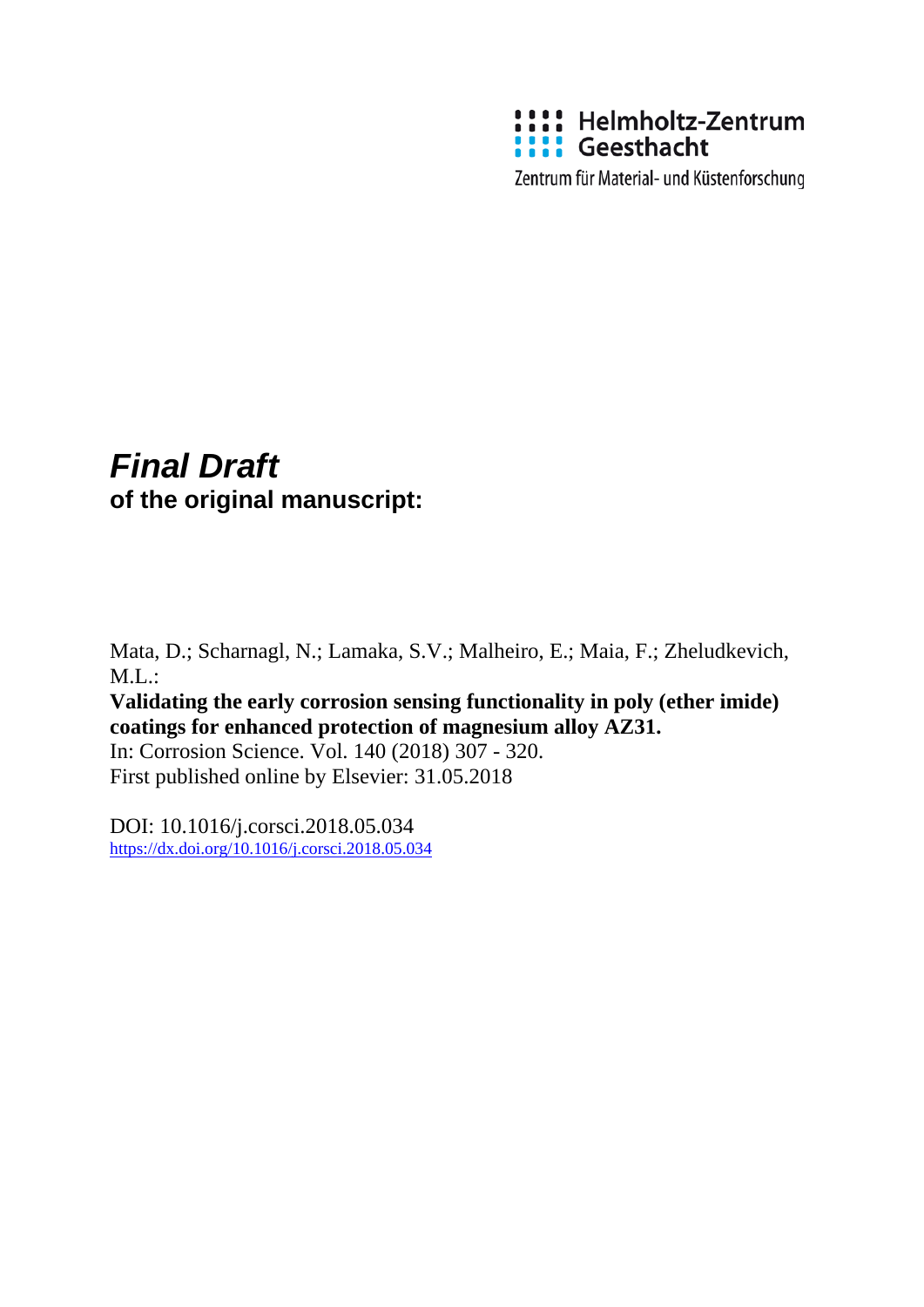Helmholtz-Zentrum Geesthacht

Zentrum für Material- und Küstenforschung

***Final Draft***
**of the original manuscript:**

Mata, D.; Scharnagl, N.; Lamaka, S.V.; Malheiro, E.; Maia, F.; Zheludkevich, M.L.:
**Validating the early corrosion sensing functionality in poly (ether imide) coatings for enhanced protection of magnesium alloy AZ31.**
In: Corrosion Science. Vol. 140 (2018) 307 - 320.
First published online by Elsevier: 31.05.2018

DOI: 10.1016/j.corsci.2018.05.034
https://dx.doi.org/10.1016/j.corsci.2018.05.034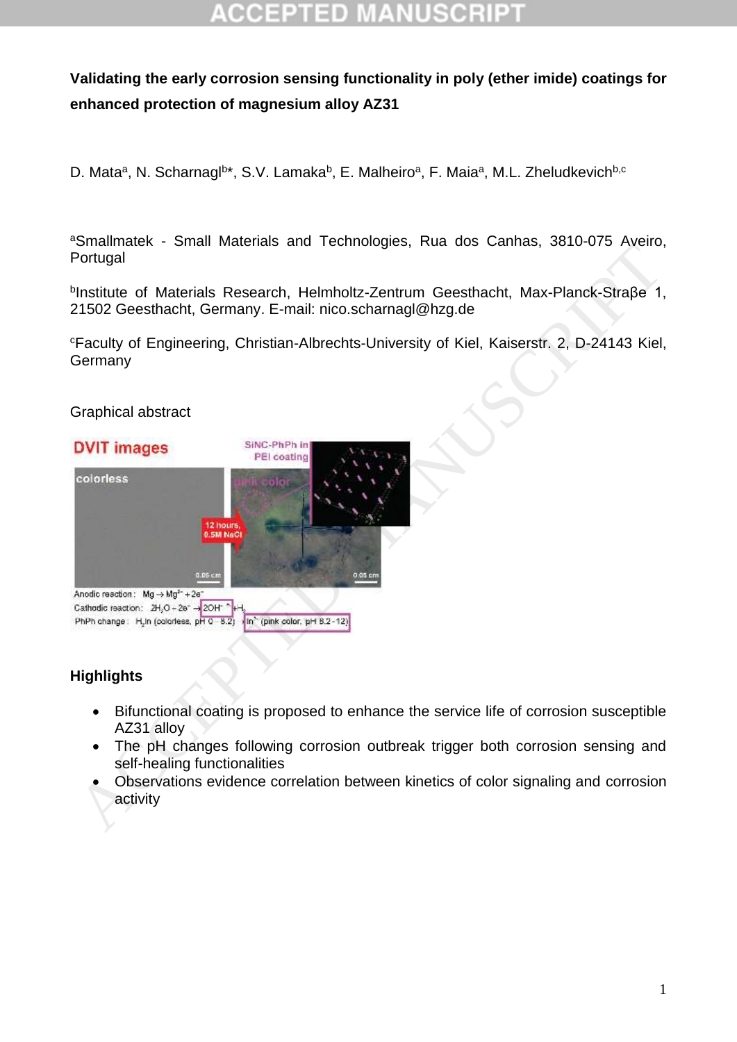**Validating the early corrosion sensing functionality in poly (ether imide) coatings for enhanced protection of magnesium alloy AZ31**

D. Mata[a], N. Scharnagl[b]*, S.V. Lamaka[b], E. Malheiro[a], F. Maia[a], M.L. Zheludkevich[b,c]

[a]Smallmatek - Small Materials and Technologies, Rua dos Canhas, 3810-075 Aveiro, Portugal

[b]Institute of Materials Research, Helmholtz-Zentrum Geesthacht, Max-Planck-Straβe 1, 21502 Geesthacht, Germany. E-mail: nico.scharnagl@hzg.de

[c]Faculty of Engineering, Christian-Albrechts-University of Kiel, Kaiserstr. 2, D-24143 Kiel, Germany

Graphical abstract

**Highlights**

- Bifunctional coating is proposed to enhance the service life of corrosion susceptible AZ31 alloy
- The pH changes following corrosion outbreak trigger both corrosion sensing and self-healing functionalities
- Observations evidence correlation between kinetics of color signaling and corrosion activity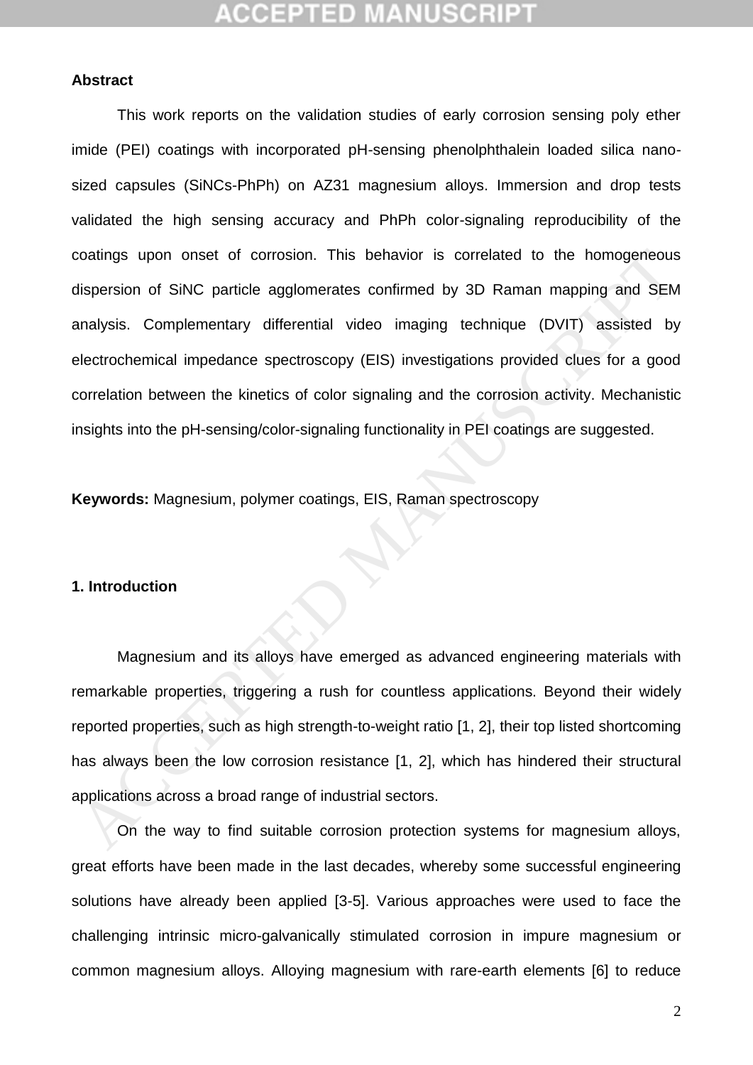## Abstract

This work reports on the validation studies of early corrosion sensing poly ether imide (PEI) coatings with incorporated pH-sensing phenolphthalein loaded silica nano-sized capsules (SiNCs-PhPh) on AZ31 magnesium alloys. Immersion and drop tests validated the high sensing accuracy and PhPh color-signaling reproducibility of the coatings upon onset of corrosion. This behavior is correlated to the homogeneous dispersion of SiNC particle agglomerates confirmed by 3D Raman mapping and SEM analysis. Complementary differential video imaging technique (DVIT) assisted by electrochemical impedance spectroscopy (EIS) investigations provided clues for a good correlation between the kinetics of color signaling and the corrosion activity. Mechanistic insights into the pH-sensing/color-signaling functionality in PEI coatings are suggested.

**Keywords:** Magnesium, polymer coatings, EIS, Raman spectroscopy

## 1. Introduction

Magnesium and its alloys have emerged as advanced engineering materials with remarkable properties, triggering a rush for countless applications. Beyond their widely reported properties, such as high strength-to-weight ratio [1, 2], their top listed shortcoming has always been the low corrosion resistance [1, 2], which has hindered their structural applications across a broad range of industrial sectors.

On the way to find suitable corrosion protection systems for magnesium alloys, great efforts have been made in the last decades, whereby some successful engineering solutions have already been applied [3-5]. Various approaches were used to face the challenging intrinsic micro-galvanically stimulated corrosion in impure magnesium or common magnesium alloys. Alloying magnesium with rare-earth elements [6] to reduce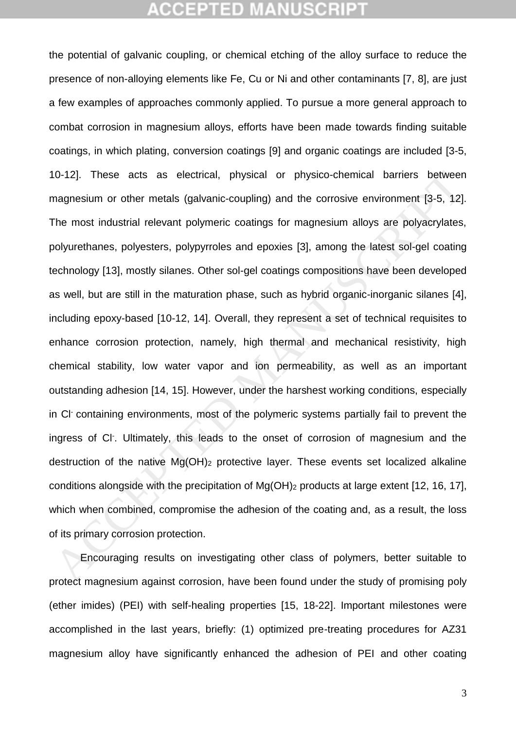the potential of galvanic coupling, or chemical etching of the alloy surface to reduce the presence of non-alloying elements like Fe, Cu or Ni and other contaminants [7, 8], are just a few examples of approaches commonly applied. To pursue a more general approach to combat corrosion in magnesium alloys, efforts have been made towards finding suitable coatings, in which plating, conversion coatings [9] and organic coatings are included [3-5, 10-12]. These acts as electrical, physical or physico-chemical barriers between magnesium or other metals (galvanic-coupling) and the corrosive environment [3-5, 12]. The most industrial relevant polymeric coatings for magnesium alloys are polyacrylates, polyurethanes, polyesters, polypyrroles and epoxies [3], among the latest sol-gel coating technology [13], mostly silanes. Other sol-gel coatings compositions have been developed as well, but are still in the maturation phase, such as hybrid organic-inorganic silanes [4], including epoxy-based [10-12, 14]. Overall, they represent a set of technical requisites to enhance corrosion protection, namely, high thermal and mechanical resistivity, high chemical stability, low water vapor and ion permeability, as well as an important outstanding adhesion [14, 15]. However, under the harshest working conditions, especially in $Cl^-$ containing environments, most of the polymeric systems partially fail to prevent the ingress of $Cl^-$. Ultimately, this leads to the onset of corrosion of magnesium and the destruction of the native $Mg(OH)_2$ protective layer. These events set localized alkaline conditions alongside with the precipitation of $Mg(OH)_2$ products at large extent [12, 16, 17], which when combined, compromise the adhesion of the coating and, as a result, the loss of its primary corrosion protection.

Encouraging results on investigating other class of polymers, better suitable to protect magnesium against corrosion, have been found under the study of promising poly (ether imides) (PEI) with self-healing properties [15, 18-22]. Important milestones were accomplished in the last years, briefly: (1) optimized pre-treating procedures for AZ31 magnesium alloy have significantly enhanced the adhesion of PEI and other coating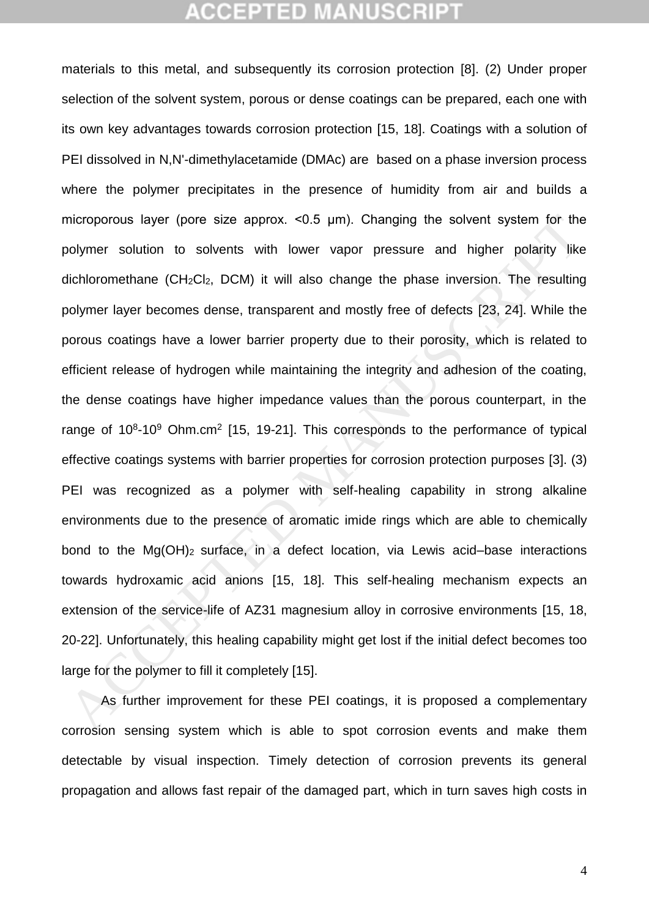materials to this metal, and subsequently its corrosion protection [8]. (2) Under proper selection of the solvent system, porous or dense coatings can be prepared, each one with its own key advantages towards corrosion protection [15, 18]. Coatings with a solution of PEI dissolved in N,N'-dimethylacetamide (DMAc) are based on a phase inversion process where the polymer precipitates in the presence of humidity from air and builds a microporous layer (pore size approx. <0.5 µm). Changing the solvent system for the polymer solution to solvents with lower vapor pressure and higher polarity like dichloromethane ($CH_2Cl_2$, DCM) it will also change the phase inversion. The resulting polymer layer becomes dense, transparent and mostly free of defects [23, 24]. While the porous coatings have a lower barrier property due to their porosity, which is related to efficient release of hydrogen while maintaining the integrity and adhesion of the coating, the dense coatings have higher impedance values than the porous counterpart, in the range of $10^8$-$10^9$ Ohm.cm$^2$ [15, 19-21]. This corresponds to the performance of typical effective coatings systems with barrier properties for corrosion protection purposes [3]. (3) PEI was recognized as a polymer with self-healing capability in strong alkaline environments due to the presence of aromatic imide rings which are able to chemically bond to the $Mg(OH)_2$ surface, in a defect location, via Lewis acid–base interactions towards hydroxamic acid anions [15, 18]. This self-healing mechanism expects an extension of the service-life of AZ31 magnesium alloy in corrosive environments [15, 18, 20-22]. Unfortunately, this healing capability might get lost if the initial defect becomes too large for the polymer to fill it completely [15].

As further improvement for these PEI coatings, it is proposed a complementary corrosion sensing system which is able to spot corrosion events and make them detectable by visual inspection. Timely detection of corrosion prevents its general propagation and allows fast repair of the damaged part, which in turn saves high costs in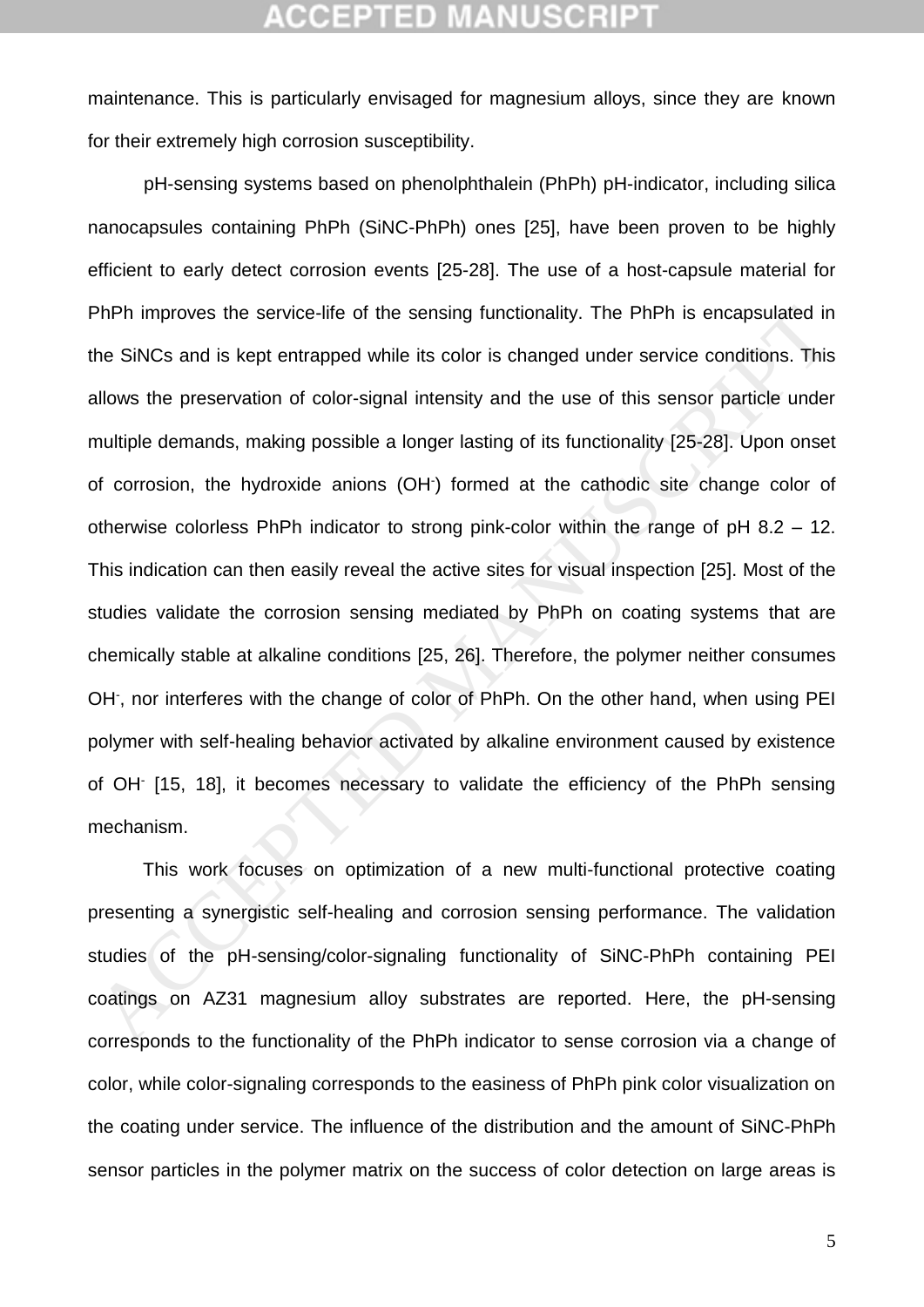maintenance. This is particularly envisaged for magnesium alloys, since they are known for their extremely high corrosion susceptibility.

pH-sensing systems based on phenolphthalein (PhPh) pH-indicator, including silica nanocapsules containing PhPh (SiNC-PhPh) ones [25], have been proven to be highly efficient to early detect corrosion events [25-28]. The use of a host-capsule material for PhPh improves the service-life of the sensing functionality. The PhPh is encapsulated in the SiNCs and is kept entrapped while its color is changed under service conditions. This allows the preservation of color-signal intensity and the use of this sensor particle under multiple demands, making possible a longer lasting of its functionality [25-28]. Upon onset of corrosion, the hydroxide anions ($OH^-$) formed at the cathodic site change color of otherwise colorless PhPh indicator to strong pink-color within the range of pH 8.2 – 12. This indication can then easily reveal the active sites for visual inspection [25]. Most of the studies validate the corrosion sensing mediated by PhPh on coating systems that are chemically stable at alkaline conditions [25, 26]. Therefore, the polymer neither consumes $OH^-$, nor interferes with the change of color of PhPh. On the other hand, when using PEI polymer with self-healing behavior activated by alkaline environment caused by existence of $OH^-$ [15, 18], it becomes necessary to validate the efficiency of the PhPh sensing mechanism.

This work focuses on optimization of a new multi-functional protective coating presenting a synergistic self-healing and corrosion sensing performance. The validation studies of the pH-sensing/color-signaling functionality of SiNC-PhPh containing PEI coatings on AZ31 magnesium alloy substrates are reported. Here, the pH-sensing corresponds to the functionality of the PhPh indicator to sense corrosion via a change of color, while color-signaling corresponds to the easiness of PhPh pink color visualization on the coating under service. The influence of the distribution and the amount of SiNC-PhPh sensor particles in the polymer matrix on the success of color detection on large areas is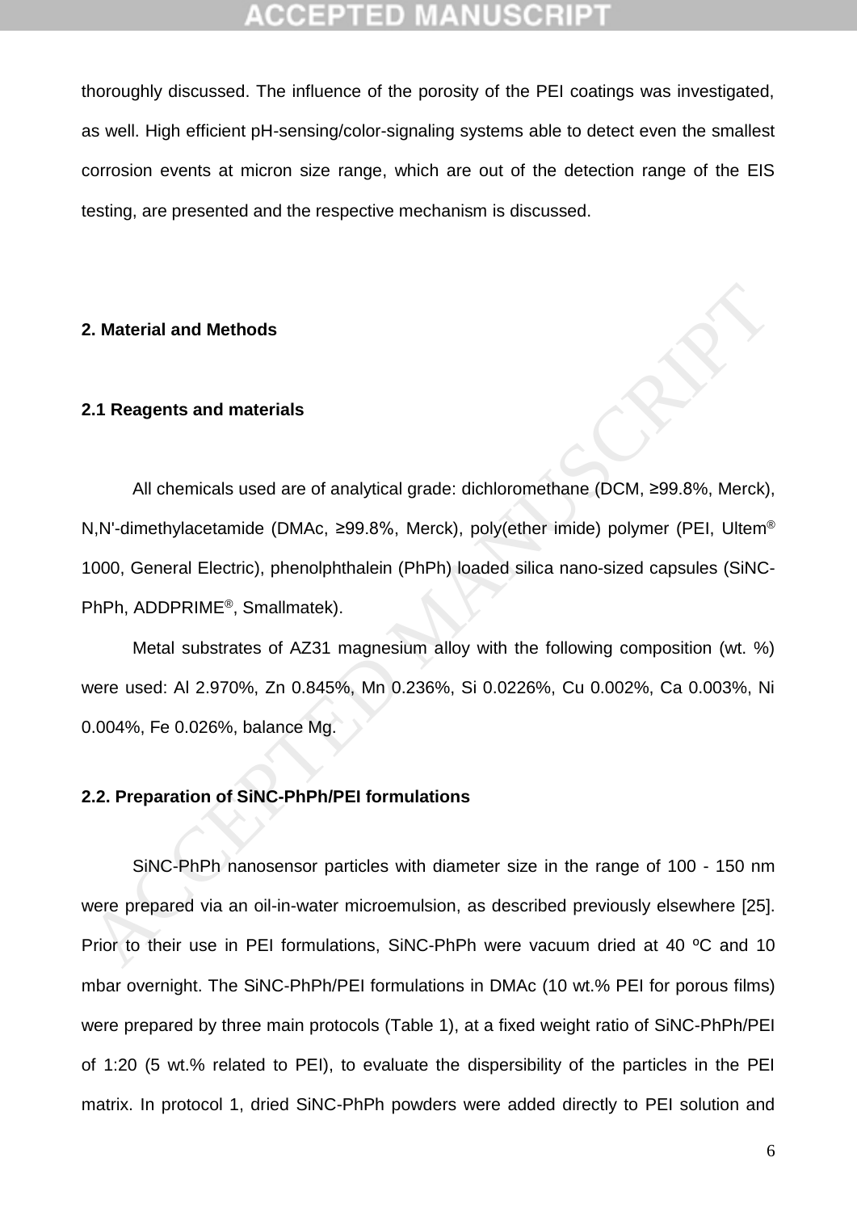thoroughly discussed. The influence of the porosity of the PEI coatings was investigated, as well. High efficient pH-sensing/color-signaling systems able to detect even the smallest corrosion events at micron size range, which are out of the detection range of the EIS testing, are presented and the respective mechanism is discussed.

## 2. Material and Methods

### 2.1 Reagents and materials

All chemicals used are of analytical grade: dichloromethane (DCM, ≥99.8%, Merck), N,N'-dimethylacetamide (DMAc, ≥99.8%, Merck), poly(ether imide) polymer (PEI, Ultem® 1000, General Electric), phenolphthalein (PhPh) loaded silica nano-sized capsules (SiNC-PhPh, ADDPRIME®, Smallmatek).

Metal substrates of AZ31 magnesium alloy with the following composition (wt. %) were used: Al 2.970%, Zn 0.845%, Mn 0.236%, Si 0.0226%, Cu 0.002%, Ca 0.003%, Ni 0.004%, Fe 0.026%, balance Mg.

### 2.2. Preparation of SiNC-PhPh/PEI formulations

SiNC-PhPh nanosensor particles with diameter size in the range of 100 - 150 nm were prepared via an oil-in-water microemulsion, as described previously elsewhere [25]. Prior to their use in PEI formulations, SiNC-PhPh were vacuum dried at 40 ºC and 10 mbar overnight. The SiNC-PhPh/PEI formulations in DMAc (10 wt.% PEI for porous films) were prepared by three main protocols (Table 1), at a fixed weight ratio of SiNC-PhPh/PEI of 1:20 (5 wt.% related to PEI), to evaluate the dispersibility of the particles in the PEI matrix. In protocol 1, dried SiNC-PhPh powders were added directly to PEI solution and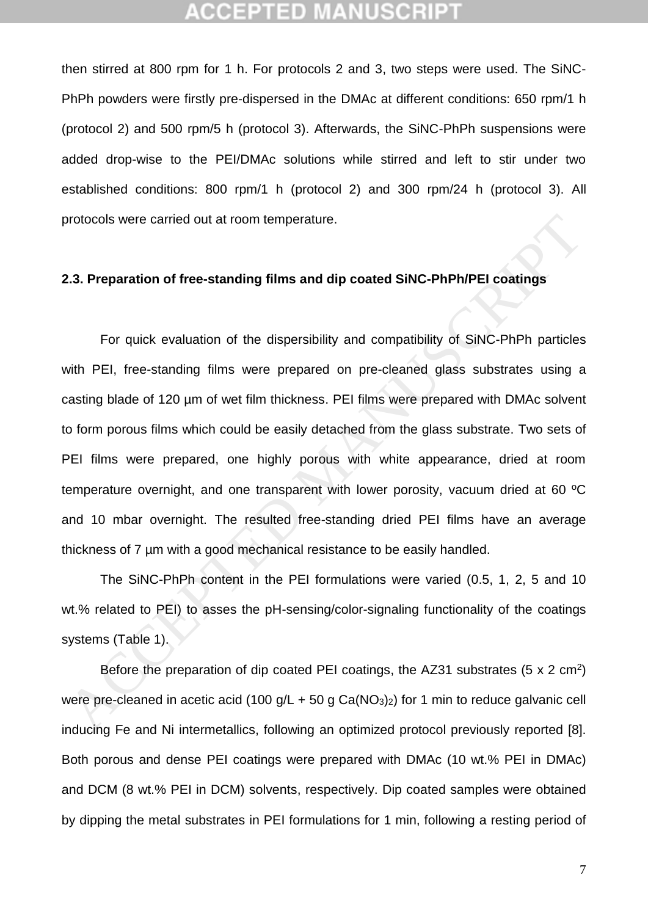then stirred at 800 rpm for 1 h. For protocols 2 and 3, two steps were used. The SiNC-PhPh powders were firstly pre-dispersed in the DMAc at different conditions: 650 rpm/1 h (protocol 2) and 500 rpm/5 h (protocol 3). Afterwards, the SiNC-PhPh suspensions were added drop-wise to the PEI/DMAc solutions while stirred and left to stir under two established conditions: 800 rpm/1 h (protocol 2) and 300 rpm/24 h (protocol 3). All protocols were carried out at room temperature.

### 2.3. Preparation of free-standing films and dip coated SiNC-PhPh/PEI coatings

For quick evaluation of the dispersibility and compatibility of SiNC-PhPh particles with PEI, free-standing films were prepared on pre-cleaned glass substrates using a casting blade of 120 µm of wet film thickness. PEI films were prepared with DMAc solvent to form porous films which could be easily detached from the glass substrate. Two sets of PEI films were prepared, one highly porous with white appearance, dried at room temperature overnight, and one transparent with lower porosity, vacuum dried at 60 ºC and 10 mbar overnight. The resulted free-standing dried PEI films have an average thickness of 7 µm with a good mechanical resistance to be easily handled.

The SiNC-PhPh content in the PEI formulations were varied (0.5, 1, 2, 5 and 10 wt.% related to PEI) to asses the pH-sensing/color-signaling functionality of the coatings systems (Table 1).

Before the preparation of dip coated PEI coatings, the AZ31 substrates (5 x 2 $cm^2$) were pre-cleaned in acetic acid (100 g/L + 50 g $Ca(NO_3)_2$) for 1 min to reduce galvanic cell inducing Fe and Ni intermetallics, following an optimized protocol previously reported [8]. Both porous and dense PEI coatings were prepared with DMAc (10 wt.% PEI in DMAc) and DCM (8 wt.% PEI in DCM) solvents, respectively. Dip coated samples were obtained by dipping the metal substrates in PEI formulations for 1 min, following a resting period of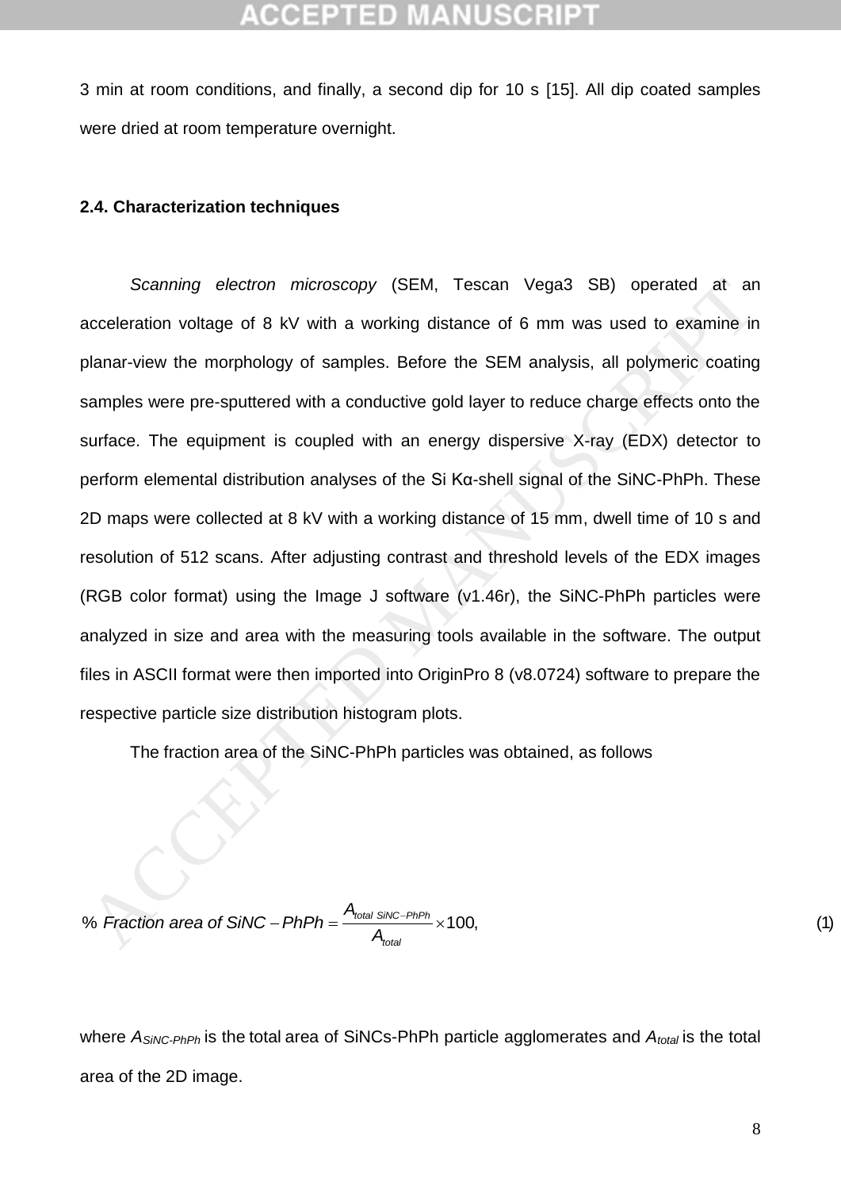3 min at room conditions, and finally, a second dip for 10 s [15]. All dip coated samples were dried at room temperature overnight.

### 2.4. Characterization techniques

*Scanning electron microscopy* (SEM, Tescan Vega3 SB) operated at an acceleration voltage of 8 kV with a working distance of 6 mm was used to examine in planar-view the morphology of samples. Before the SEM analysis, all polymeric coating samples were pre-sputtered with a conductive gold layer to reduce charge effects onto the surface. The equipment is coupled with an energy dispersive X-ray (EDX) detector to perform elemental distribution analyses of the Si Kα-shell signal of the SiNC-PhPh. These 2D maps were collected at 8 kV with a working distance of 15 mm, dwell time of 10 s and resolution of 512 scans. After adjusting contrast and threshold levels of the EDX images (RGB color format) using the Image J software (v1.46r), the SiNC-PhPh particles were analyzed in size and area with the measuring tools available in the software. The output files in ASCII format were then imported into OriginPro 8 (v8.0724) software to prepare the respective particle size distribution histogram plots.

The fraction area of the SiNC-PhPh particles was obtained, as follows

$$\%\ Fraction\ area\ of\ SiNC-PhPh = \frac{A_{total\ SiNC-PhPh}}{A_{total}} \times 100, \tag{1}$$

where $A_{SiNC-PhPh}$ is the total area of SiNCs-PhPh particle agglomerates and $A_{total}$ is the total area of the 2D image.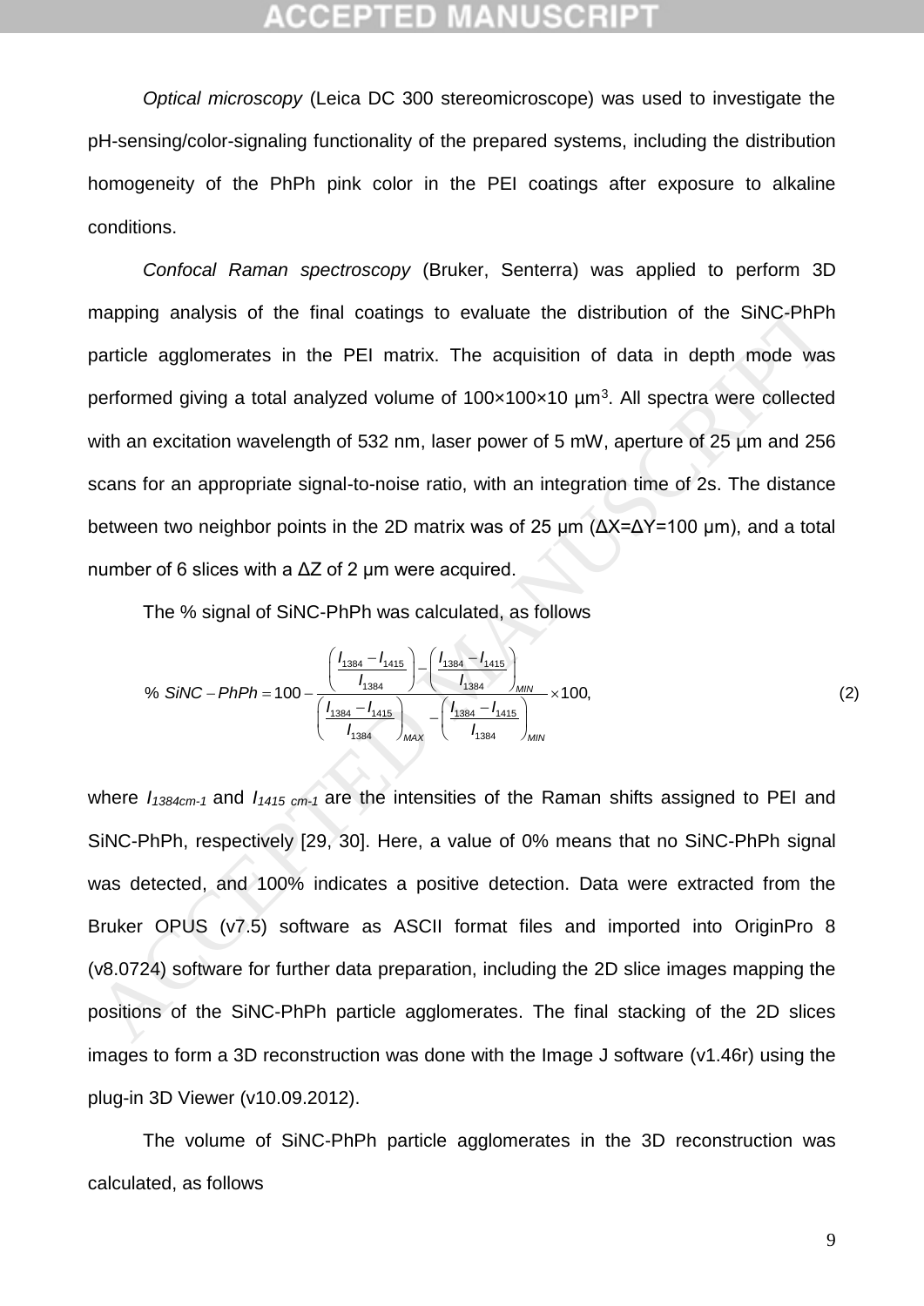*Optical microscopy* (Leica DC 300 stereomicroscope) was used to investigate the pH-sensing/color-signaling functionality of the prepared systems, including the distribution homogeneity of the PhPh pink color in the PEI coatings after exposure to alkaline conditions.

*Confocal Raman spectroscopy* (Bruker, Senterra) was applied to perform 3D mapping analysis of the final coatings to evaluate the distribution of the SiNC-PhPh particle agglomerates in the PEI matrix. The acquisition of data in depth mode was performed giving a total analyzed volume of 100×100×10 μm$^3$. All spectra were collected with an excitation wavelength of 532 nm, laser power of 5 mW, aperture of 25 μm and 256 scans for an appropriate signal-to-noise ratio, with an integration time of 2s. The distance between two neighbor points in the 2D matrix was of 25 μm (ΔX=ΔY=100 μm), and a total number of 6 slices with a ΔZ of 2 μm were acquired.

The % signal of SiNC-PhPh was calculated, as follows

$$\%\ SiNC-PhPh = 100 - \frac{\left(\frac{I_{1384}-I_{1415}}{I_{1384}}\right) - \left(\frac{I_{1384}-I_{1415}}{I_{1384}}\right)_{MIN}}{\left(\frac{I_{1384}-I_{1415}}{I_{1384}}\right)_{MAX} - \left(\frac{I_{1384}-I_{1415}}{I_{1384}}\right)_{MIN}} \times 100, \tag{2}$$

where $I_{1384cm-1}$ and $I_{1415\ cm-1}$ are the intensities of the Raman shifts assigned to PEI and SiNC-PhPh, respectively [29, 30]. Here, a value of 0% means that no SiNC-PhPh signal was detected, and 100% indicates a positive detection. Data were extracted from the Bruker OPUS (v7.5) software as ASCII format files and imported into OriginPro 8 (v8.0724) software for further data preparation, including the 2D slice images mapping the positions of the SiNC-PhPh particle agglomerates. The final stacking of the 2D slices images to form a 3D reconstruction was done with the Image J software (v1.46r) using the plug-in 3D Viewer (v10.09.2012).

The volume of SiNC-PhPh particle agglomerates in the 3D reconstruction was calculated, as follows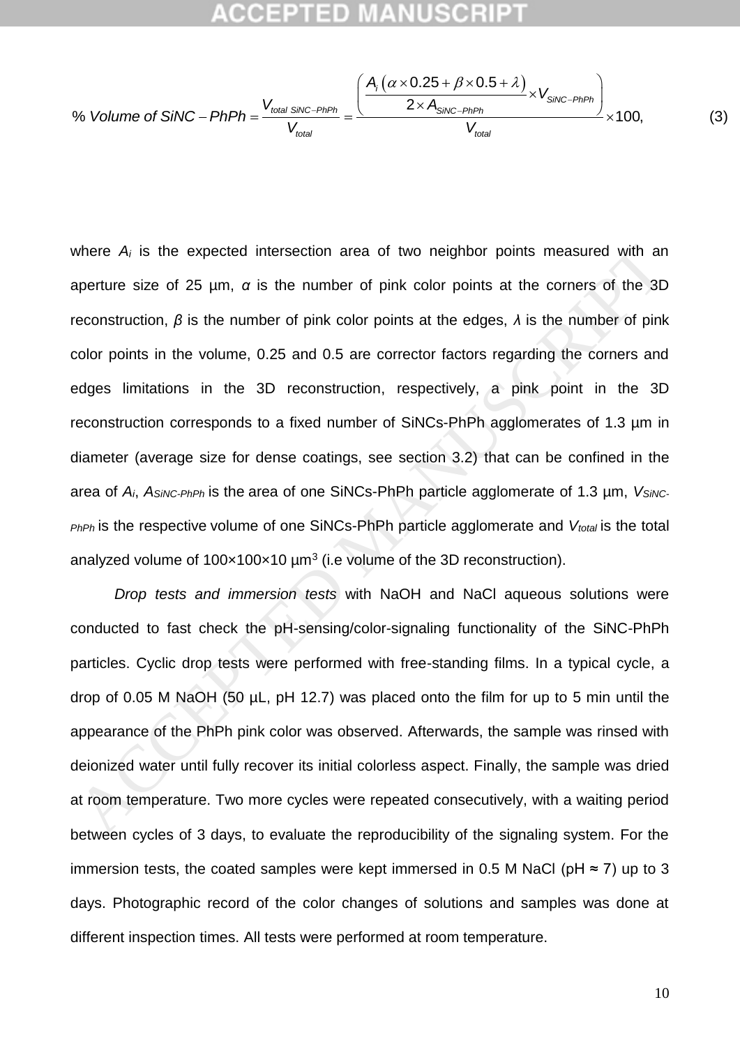$$\% \, Volume \, of \, SiNC - PhPh = \frac{V_{total \, SiNC-PhPh}}{V_{total}} = \frac{\left( \frac{A_i \left( \alpha \times 0.25 + \beta \times 0.5 + \lambda \right)}{2 \times A_{SiNC-PhPh}} \times V_{SiNC-PhPh} \right)}{V_{total}} \times 100, \qquad (3)$$

where $A_i$ is the expected intersection area of two neighbor points measured with an aperture size of 25 µm, $\alpha$ is the number of pink color points at the corners of the 3D reconstruction, $\beta$ is the number of pink color points at the edges, $\lambda$ is the number of pink color points in the volume, 0.25 and 0.5 are corrector factors regarding the corners and edges limitations in the 3D reconstruction, respectively, a pink point in the 3D reconstruction corresponds to a fixed number of SiNCs-PhPh agglomerates of 1.3 µm in diameter (average size for dense coatings, see section 3.2) that can be confined in the area of $A_i$, $A_{SiNC-PhPh}$ is the area of one SiNCs-PhPh particle agglomerate of 1.3 µm, $V_{SiNC-PhPh}$ is the respective volume of one SiNCs-PhPh particle agglomerate and $V_{total}$ is the total analyzed volume of 100×100×10 µm$^3$ (i.e volume of the 3D reconstruction).

*Drop tests and immersion tests* with NaOH and NaCl aqueous solutions were conducted to fast check the pH-sensing/color-signaling functionality of the SiNC-PhPh particles. Cyclic drop tests were performed with free-standing films. In a typical cycle, a drop of 0.05 M NaOH (50 µL, pH 12.7) was placed onto the film for up to 5 min until the appearance of the PhPh pink color was observed. Afterwards, the sample was rinsed with deionized water until fully recover its initial colorless aspect. Finally, the sample was dried at room temperature. Two more cycles were repeated consecutively, with a waiting period between cycles of 3 days, to evaluate the reproducibility of the signaling system. For the immersion tests, the coated samples were kept immersed in 0.5 M NaCl (pH ≈ 7) up to 3 days. Photographic record of the color changes of solutions and samples was done at different inspection times. All tests were performed at room temperature.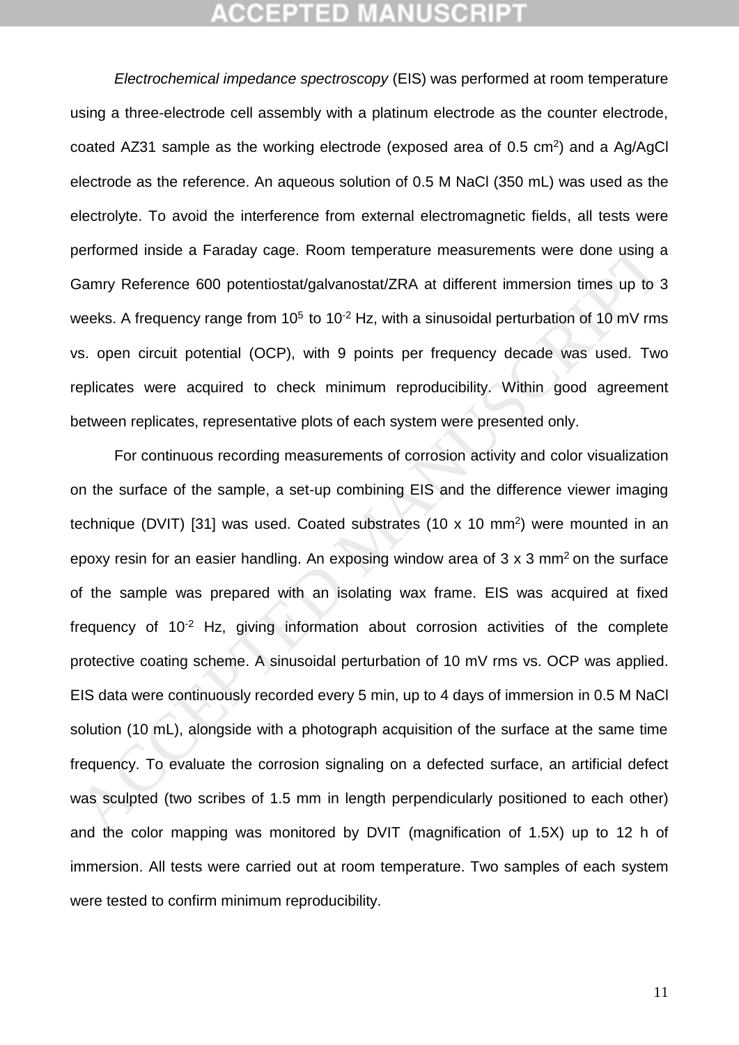*Electrochemical impedance spectroscopy* (EIS) was performed at room temperature using a three-electrode cell assembly with a platinum electrode as the counter electrode, coated AZ31 sample as the working electrode (exposed area of 0.5 $cm^2$) and a Ag/AgCl electrode as the reference. An aqueous solution of 0.5 M NaCl (350 mL) was used as the electrolyte. To avoid the interference from external electromagnetic fields, all tests were performed inside a Faraday cage. Room temperature measurements were done using a Gamry Reference 600 potentiostat/galvanostat/ZRA at different immersion times up to 3 weeks. A frequency range from $10^5$ to $10^{-2}$ Hz, with a sinusoidal perturbation of 10 mV rms vs. open circuit potential (OCP), with 9 points per frequency decade was used. Two replicates were acquired to check minimum reproducibility. Within good agreement between replicates, representative plots of each system were presented only.

For continuous recording measurements of corrosion activity and color visualization on the surface of the sample, a set-up combining EIS and the difference viewer imaging technique (DVIT) [31] was used. Coated substrates (10 x 10 $mm^2$) were mounted in an epoxy resin for an easier handling. An exposing window area of 3 x 3 $mm^2$ on the surface of the sample was prepared with an isolating wax frame. EIS was acquired at fixed frequency of $10^{-2}$ Hz, giving information about corrosion activities of the complete protective coating scheme. A sinusoidal perturbation of 10 mV rms vs. OCP was applied. EIS data were continuously recorded every 5 min, up to 4 days of immersion in 0.5 M NaCl solution (10 mL), alongside with a photograph acquisition of the surface at the same time frequency. To evaluate the corrosion signaling on a defected surface, an artificial defect was sculpted (two scribes of 1.5 mm in length perpendicularly positioned to each other) and the color mapping was monitored by DVIT (magnification of 1.5X) up to 12 h of immersion. All tests were carried out at room temperature. Two samples of each system were tested to confirm minimum reproducibility.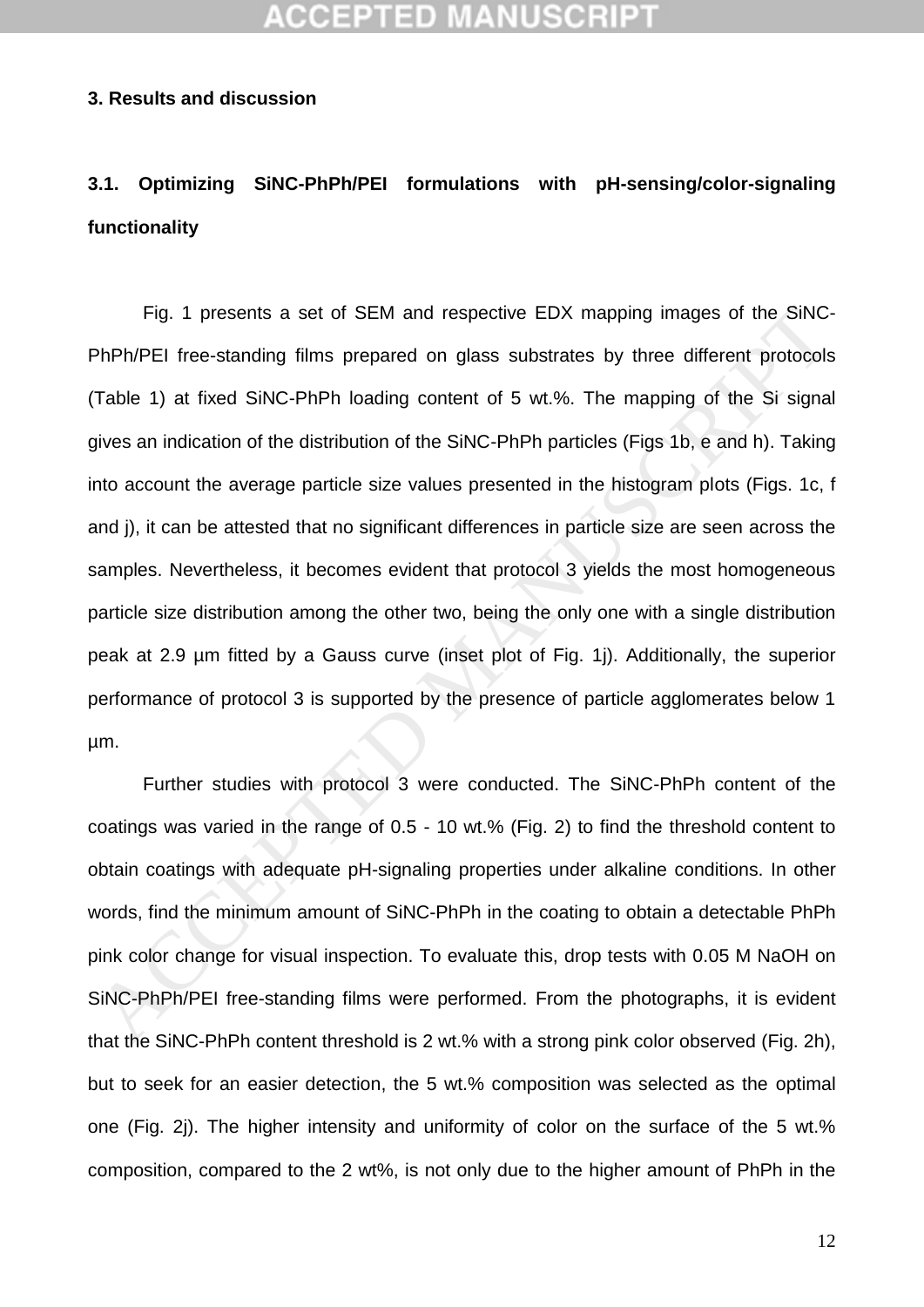## 3. Results and discussion

### 3.1. Optimizing SiNC-PhPh/PEI formulations with pH-sensing/color-signaling functionality

Fig. 1 presents a set of SEM and respective EDX mapping images of the SiNC-PhPh/PEI free-standing films prepared on glass substrates by three different protocols (Table 1) at fixed SiNC-PhPh loading content of 5 wt.%. The mapping of the Si signal gives an indication of the distribution of the SiNC-PhPh particles (Figs 1b, e and h). Taking into account the average particle size values presented in the histogram plots (Figs. 1c, f and j), it can be attested that no significant differences in particle size are seen across the samples. Nevertheless, it becomes evident that protocol 3 yields the most homogeneous particle size distribution among the other two, being the only one with a single distribution peak at 2.9 μm fitted by a Gauss curve (inset plot of Fig. 1j). Additionally, the superior performance of protocol 3 is supported by the presence of particle agglomerates below 1 μm.

Further studies with protocol 3 were conducted. The SiNC-PhPh content of the coatings was varied in the range of 0.5 - 10 wt.% (Fig. 2) to find the threshold content to obtain coatings with adequate pH-signaling properties under alkaline conditions. In other words, find the minimum amount of SiNC-PhPh in the coating to obtain a detectable PhPh pink color change for visual inspection. To evaluate this, drop tests with 0.05 M NaOH on SiNC-PhPh/PEI free-standing films were performed. From the photographs, it is evident that the SiNC-PhPh content threshold is 2 wt.% with a strong pink color observed (Fig. 2h), but to seek for an easier detection, the 5 wt.% composition was selected as the optimal one (Fig. 2j). The higher intensity and uniformity of color on the surface of the 5 wt.% composition, compared to the 2 wt%, is not only due to the higher amount of PhPh in the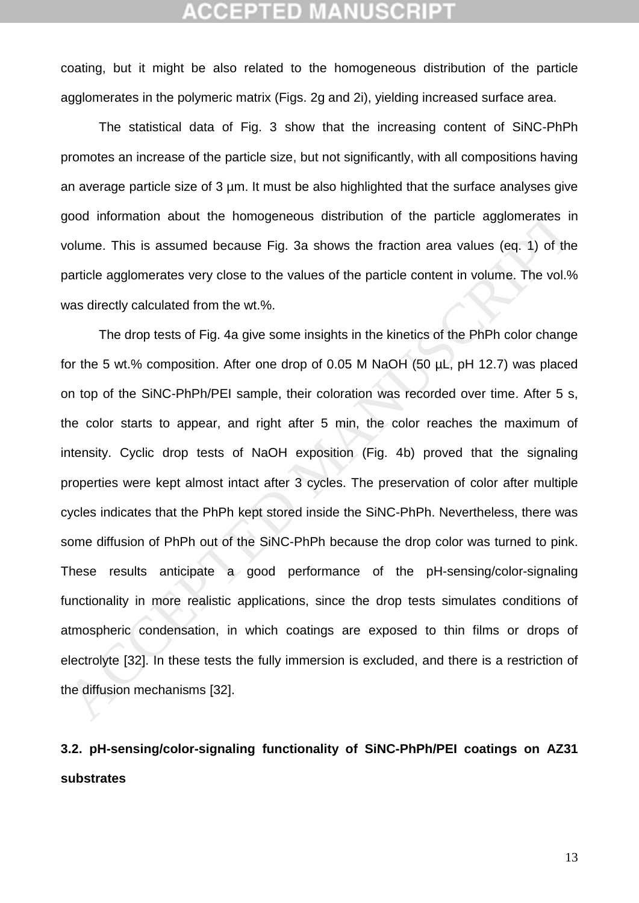coating, but it might be also related to the homogeneous distribution of the particle agglomerates in the polymeric matrix (Figs. 2g and 2i), yielding increased surface area.

The statistical data of Fig. 3 show that the increasing content of SiNC-PhPh promotes an increase of the particle size, but not significantly, with all compositions having an average particle size of 3 µm. It must be also highlighted that the surface analyses give good information about the homogeneous distribution of the particle agglomerates in volume. This is assumed because Fig. 3a shows the fraction area values (eq. 1) of the particle agglomerates very close to the values of the particle content in volume. The vol.% was directly calculated from the wt.%.

The drop tests of Fig. 4a give some insights in the kinetics of the PhPh color change for the 5 wt.% composition. After one drop of 0.05 M NaOH (50 µL, pH 12.7) was placed on top of the SiNC-PhPh/PEI sample, their coloration was recorded over time. After 5 s, the color starts to appear, and right after 5 min, the color reaches the maximum of intensity. Cyclic drop tests of NaOH exposition (Fig. 4b) proved that the signaling properties were kept almost intact after 3 cycles. The preservation of color after multiple cycles indicates that the PhPh kept stored inside the SiNC-PhPh. Nevertheless, there was some diffusion of PhPh out of the SiNC-PhPh because the drop color was turned to pink. These results anticipate a good performance of the pH-sensing/color-signaling functionality in more realistic applications, since the drop tests simulates conditions of atmospheric condensation, in which coatings are exposed to thin films or drops of electrolyte [32]. In these tests the fully immersion is excluded, and there is a restriction of the diffusion mechanisms [32].

### 3.2. pH-sensing/color-signaling functionality of SiNC-PhPh/PEI coatings on AZ31 substrates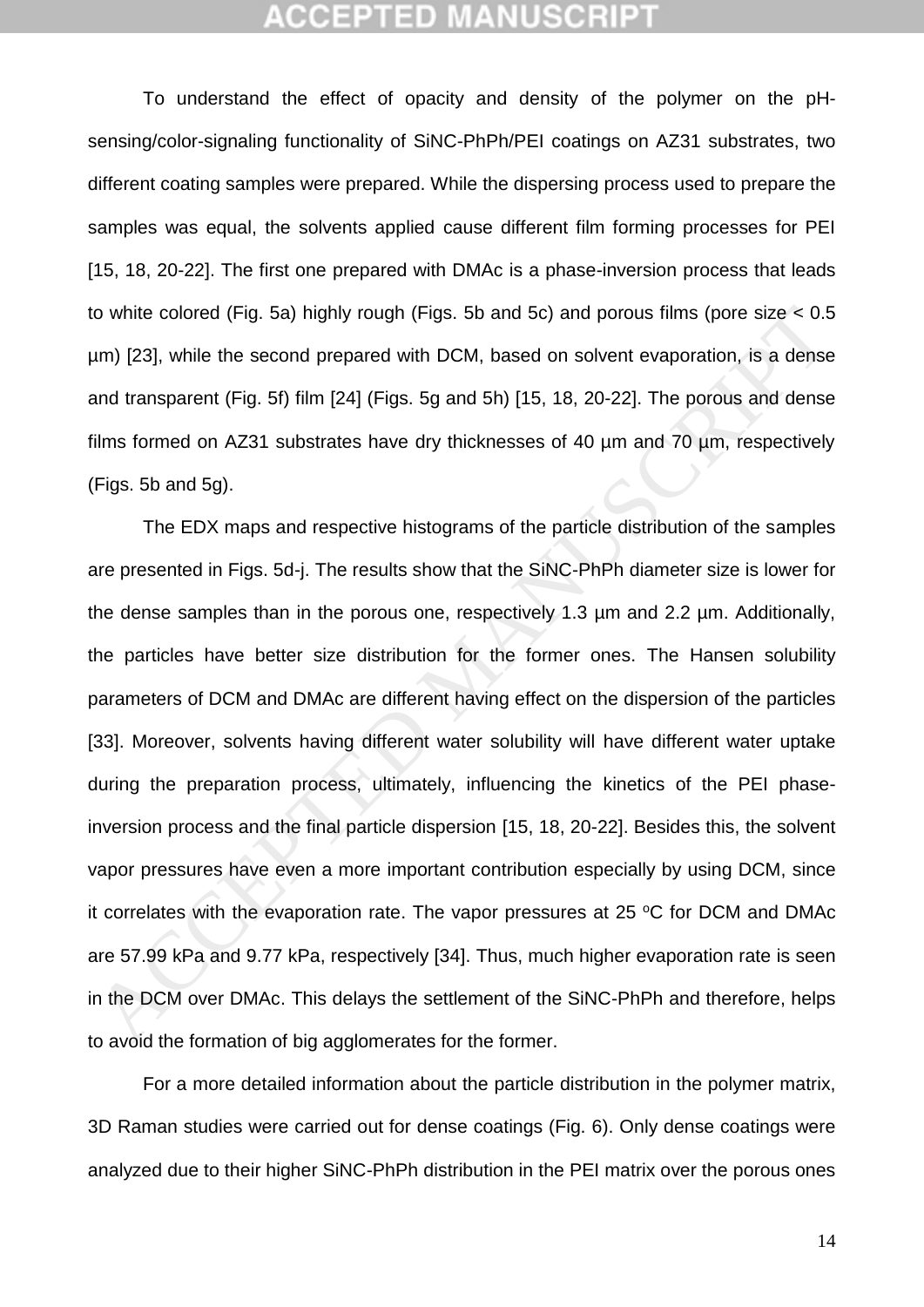To understand the effect of opacity and density of the polymer on the pH-sensing/color-signaling functionality of SiNC-PhPh/PEI coatings on AZ31 substrates, two different coating samples were prepared. While the dispersing process used to prepare the samples was equal, the solvents applied cause different film forming processes for PEI [15, 18, 20-22]. The first one prepared with DMAc is a phase-inversion process that leads to white colored (Fig. 5a) highly rough (Figs. 5b and 5c) and porous films (pore size < 0.5 µm) [23], while the second prepared with DCM, based on solvent evaporation, is a dense and transparent (Fig. 5f) film [24] (Figs. 5g and 5h) [15, 18, 20-22]. The porous and dense films formed on AZ31 substrates have dry thicknesses of 40 µm and 70 µm, respectively (Figs. 5b and 5g).

The EDX maps and respective histograms of the particle distribution of the samples are presented in Figs. 5d-j. The results show that the SiNC-PhPh diameter size is lower for the dense samples than in the porous one, respectively 1.3 µm and 2.2 µm. Additionally, the particles have better size distribution for the former ones. The Hansen solubility parameters of DCM and DMAc are different having effect on the dispersion of the particles [33]. Moreover, solvents having different water solubility will have different water uptake during the preparation process, ultimately, influencing the kinetics of the PEI phase-inversion process and the final particle dispersion [15, 18, 20-22]. Besides this, the solvent vapor pressures have even a more important contribution especially by using DCM, since it correlates with the evaporation rate. The vapor pressures at 25 $^{o}$C for DCM and DMAc are 57.99 kPa and 9.77 kPa, respectively [34]. Thus, much higher evaporation rate is seen in the DCM over DMAc. This delays the settlement of the SiNC-PhPh and therefore, helps to avoid the formation of big agglomerates for the former.

For a more detailed information about the particle distribution in the polymer matrix, 3D Raman studies were carried out for dense coatings (Fig. 6). Only dense coatings were analyzed due to their higher SiNC-PhPh distribution in the PEI matrix over the porous ones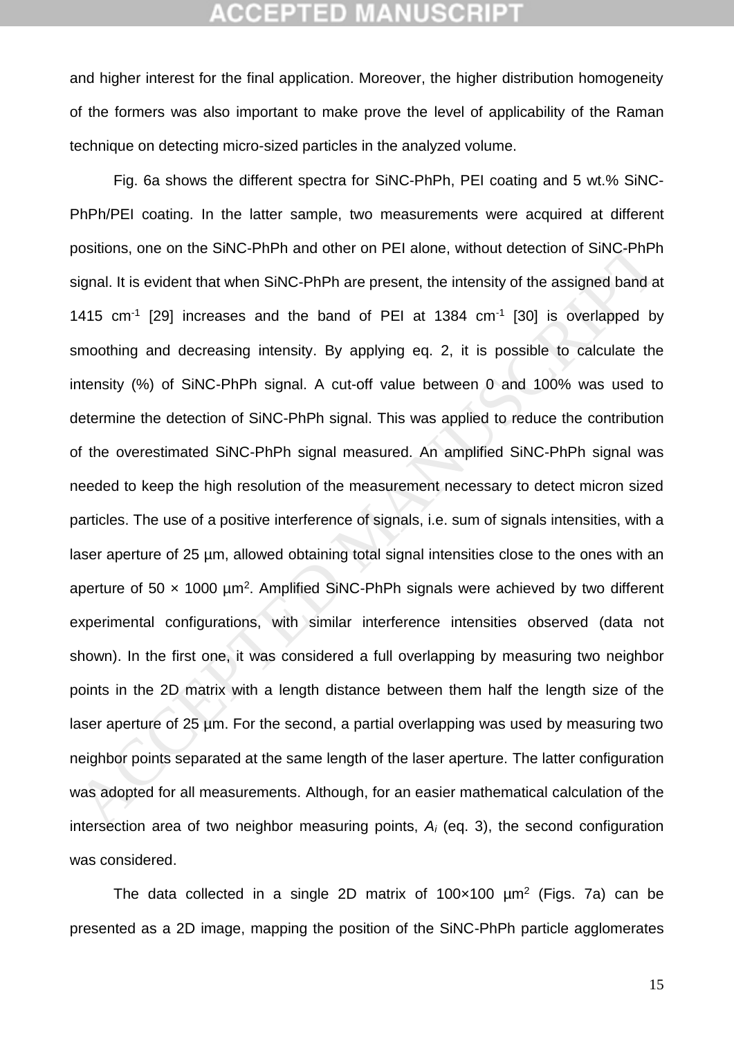and higher interest for the final application. Moreover, the higher distribution homogeneity of the formers was also important to make prove the level of applicability of the Raman technique on detecting micro-sized particles in the analyzed volume.

Fig. 6a shows the different spectra for SiNC-PhPh, PEI coating and 5 wt.% SiNC-PhPh/PEI coating. In the latter sample, two measurements were acquired at different positions, one on the SiNC-PhPh and other on PEI alone, without detection of SiNC-PhPh signal. It is evident that when SiNC-PhPh are present, the intensity of the assigned band at 1415 $cm^{-1}$ [29] increases and the band of PEI at 1384 $cm^{-1}$ [30] is overlapped by smoothing and decreasing intensity. By applying eq. 2, it is possible to calculate the intensity (%) of SiNC-PhPh signal. A cut-off value between 0 and 100% was used to determine the detection of SiNC-PhPh signal. This was applied to reduce the contribution of the overestimated SiNC-PhPh signal measured. An amplified SiNC-PhPh signal was needed to keep the high resolution of the measurement necessary to detect micron sized particles. The use of a positive interference of signals, i.e. sum of signals intensities, with a laser aperture of 25 µm, allowed obtaining total signal intensities close to the ones with an aperture of 50 × 1000 $\mu m^2$. Amplified SiNC-PhPh signals were achieved by two different experimental configurations, with similar interference intensities observed (data not shown). In the first one, it was considered a full overlapping by measuring two neighbor points in the 2D matrix with a length distance between them half the length size of the laser aperture of 25 µm. For the second, a partial overlapping was used by measuring two neighbor points separated at the same length of the laser aperture. The latter configuration was adopted for all measurements. Although, for an easier mathematical calculation of the intersection area of two neighbor measuring points, $A_i$ (eq. 3), the second configuration was considered.

The data collected in a single 2D matrix of 100×100 $\mu m^2$ (Figs. 7a) can be presented as a 2D image, mapping the position of the SiNC-PhPh particle agglomerates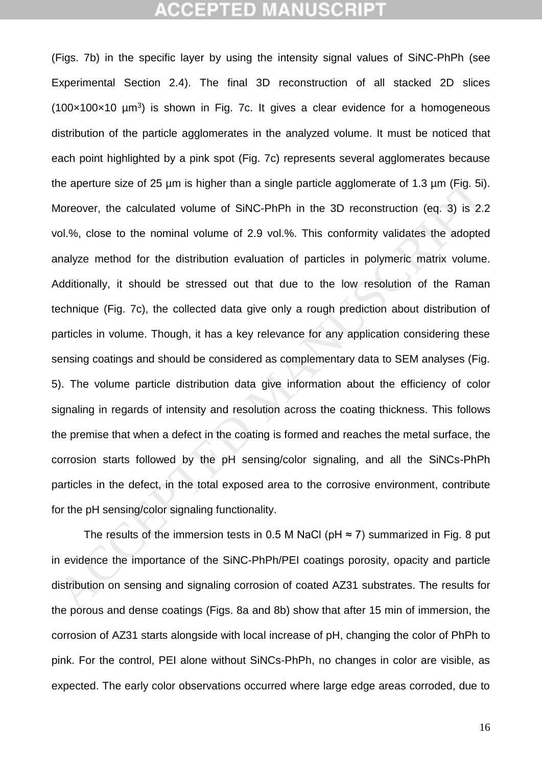(Figs. 7b) in the specific layer by using the intensity signal values of SiNC-PhPh (see Experimental Section 2.4). The final 3D reconstruction of all stacked 2D slices (100×100×10 $\mu m^3$) is shown in Fig. 7c. It gives a clear evidence for a homogeneous distribution of the particle agglomerates in the analyzed volume. It must be noticed that each point highlighted by a pink spot (Fig. 7c) represents several agglomerates because the aperture size of 25 µm is higher than a single particle agglomerate of 1.3 µm (Fig. 5i). Moreover, the calculated volume of SiNC-PhPh in the 3D reconstruction (eq. 3) is 2.2 vol.%, close to the nominal volume of 2.9 vol.%. This conformity validates the adopted analyze method for the distribution evaluation of particles in polymeric matrix volume. Additionally, it should be stressed out that due to the low resolution of the Raman technique (Fig. 7c), the collected data give only a rough prediction about distribution of particles in volume. Though, it has a key relevance for any application considering these sensing coatings and should be considered as complementary data to SEM analyses (Fig. 5). The volume particle distribution data give information about the efficiency of color signaling in regards of intensity and resolution across the coating thickness. This follows the premise that when a defect in the coating is formed and reaches the metal surface, the corrosion starts followed by the pH sensing/color signaling, and all the SiNCs-PhPh particles in the defect, in the total exposed area to the corrosive environment, contribute for the pH sensing/color signaling functionality.

The results of the immersion tests in 0.5 M NaCl (pH ≈ 7) summarized in Fig. 8 put in evidence the importance of the SiNC-PhPh/PEI coatings porosity, opacity and particle distribution on sensing and signaling corrosion of coated AZ31 substrates. The results for the porous and dense coatings (Figs. 8a and 8b) show that after 15 min of immersion, the corrosion of AZ31 starts alongside with local increase of pH, changing the color of PhPh to pink. For the control, PEI alone without SiNCs-PhPh, no changes in color are visible, as expected. The early color observations occurred where large edge areas corroded, due to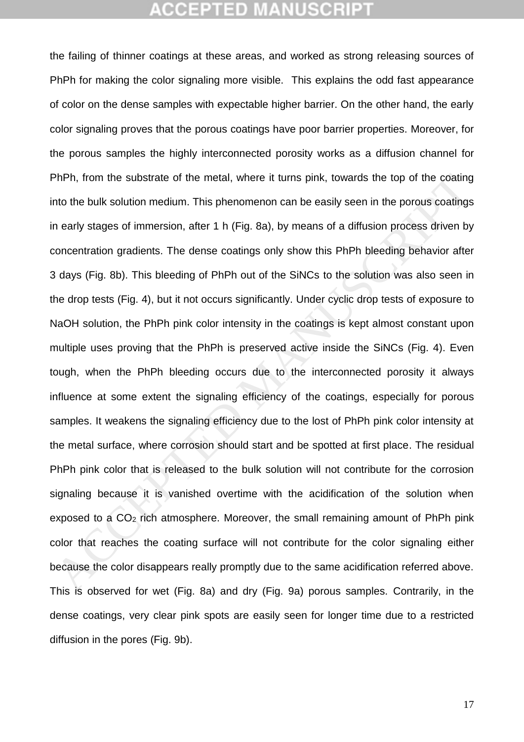the failing of thinner coatings at these areas, and worked as strong releasing sources of PhPh for making the color signaling more visible. This explains the odd fast appearance of color on the dense samples with expectable higher barrier. On the other hand, the early color signaling proves that the porous coatings have poor barrier properties. Moreover, for the porous samples the highly interconnected porosity works as a diffusion channel for PhPh, from the substrate of the metal, where it turns pink, towards the top of the coating into the bulk solution medium. This phenomenon can be easily seen in the porous coatings in early stages of immersion, after 1 h (Fig. 8a), by means of a diffusion process driven by concentration gradients. The dense coatings only show this PhPh bleeding behavior after 3 days (Fig. 8b). This bleeding of PhPh out of the SiNCs to the solution was also seen in the drop tests (Fig. 4), but it not occurs significantly. Under cyclic drop tests of exposure to NaOH solution, the PhPh pink color intensity in the coatings is kept almost constant upon multiple uses proving that the PhPh is preserved active inside the SiNCs (Fig. 4). Even tough, when the PhPh bleeding occurs due to the interconnected porosity it always influence at some extent the signaling efficiency of the coatings, especially for porous samples. It weakens the signaling efficiency due to the lost of PhPh pink color intensity at the metal surface, where corrosion should start and be spotted at first place. The residual PhPh pink color that is released to the bulk solution will not contribute for the corrosion signaling because it is vanished overtime with the acidification of the solution when exposed to a $CO_2$ rich atmosphere. Moreover, the small remaining amount of PhPh pink color that reaches the coating surface will not contribute for the color signaling either because the color disappears really promptly due to the same acidification referred above. This is observed for wet (Fig. 8a) and dry (Fig. 9a) porous samples. Contrarily, in the dense coatings, very clear pink spots are easily seen for longer time due to a restricted diffusion in the pores (Fig. 9b).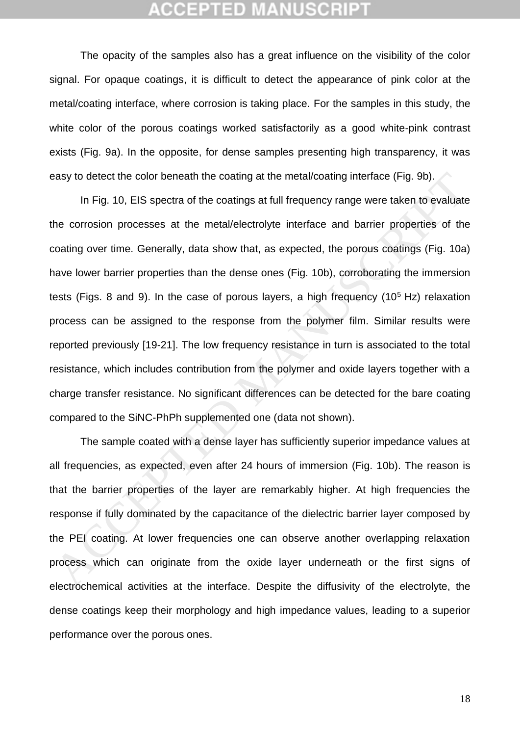The opacity of the samples also has a great influence on the visibility of the color signal. For opaque coatings, it is difficult to detect the appearance of pink color at the metal/coating interface, where corrosion is taking place. For the samples in this study, the white color of the porous coatings worked satisfactorily as a good white-pink contrast exists (Fig. 9a). In the opposite, for dense samples presenting high transparency, it was easy to detect the color beneath the coating at the metal/coating interface (Fig. 9b).

In Fig. 10, EIS spectra of the coatings at full frequency range were taken to evaluate the corrosion processes at the metal/electrolyte interface and barrier properties of the coating over time. Generally, data show that, as expected, the porous coatings (Fig. 10a) have lower barrier properties than the dense ones (Fig. 10b), corroborating the immersion tests (Figs. 8 and 9). In the case of porous layers, a high frequency ($10^5$ Hz) relaxation process can be assigned to the response from the polymer film. Similar results were reported previously [19-21]. The low frequency resistance in turn is associated to the total resistance, which includes contribution from the polymer and oxide layers together with a charge transfer resistance. No significant differences can be detected for the bare coating compared to the SiNC-PhPh supplemented one (data not shown).

The sample coated with a dense layer has sufficiently superior impedance values at all frequencies, as expected, even after 24 hours of immersion (Fig. 10b). The reason is that the barrier properties of the layer are remarkably higher. At high frequencies the response if fully dominated by the capacitance of the dielectric barrier layer composed by the PEI coating. At lower frequencies one can observe another overlapping relaxation process which can originate from the oxide layer underneath or the first signs of electrochemical activities at the interface. Despite the diffusivity of the electrolyte, the dense coatings keep their morphology and high impedance values, leading to a superior performance over the porous ones.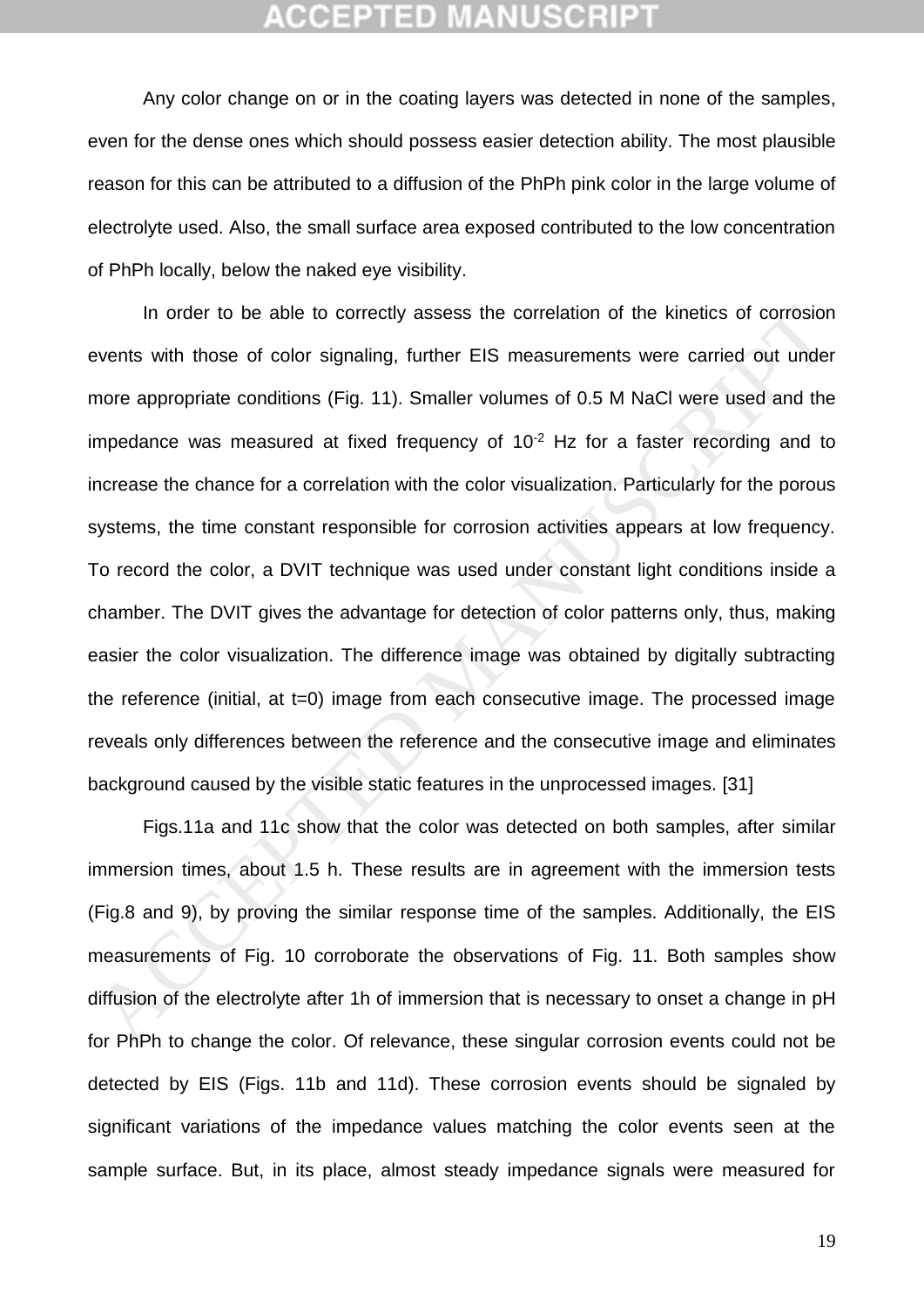Any color change on or in the coating layers was detected in none of the samples, even for the dense ones which should possess easier detection ability. The most plausible reason for this can be attributed to a diffusion of the PhPh pink color in the large volume of electrolyte used. Also, the small surface area exposed contributed to the low concentration of PhPh locally, below the naked eye visibility.

In order to be able to correctly assess the correlation of the kinetics of corrosion events with those of color signaling, further EIS measurements were carried out under more appropriate conditions (Fig. 11). Smaller volumes of 0.5 M NaCl were used and the impedance was measured at fixed frequency of $10^{-2}$ Hz for a faster recording and to increase the chance for a correlation with the color visualization. Particularly for the porous systems, the time constant responsible for corrosion activities appears at low frequency. To record the color, a DVIT technique was used under constant light conditions inside a chamber. The DVIT gives the advantage for detection of color patterns only, thus, making easier the color visualization. The difference image was obtained by digitally subtracting the reference (initial, at t=0) image from each consecutive image. The processed image reveals only differences between the reference and the consecutive image and eliminates background caused by the visible static features in the unprocessed images. [31]

Figs.11a and 11c show that the color was detected on both samples, after similar immersion times, about 1.5 h. These results are in agreement with the immersion tests (Fig.8 and 9), by proving the similar response time of the samples. Additionally, the EIS measurements of Fig. 10 corroborate the observations of Fig. 11. Both samples show diffusion of the electrolyte after 1h of immersion that is necessary to onset a change in pH for PhPh to change the color. Of relevance, these singular corrosion events could not be detected by EIS (Figs. 11b and 11d). These corrosion events should be signaled by significant variations of the impedance values matching the color events seen at the sample surface. But, in its place, almost steady impedance signals were measured for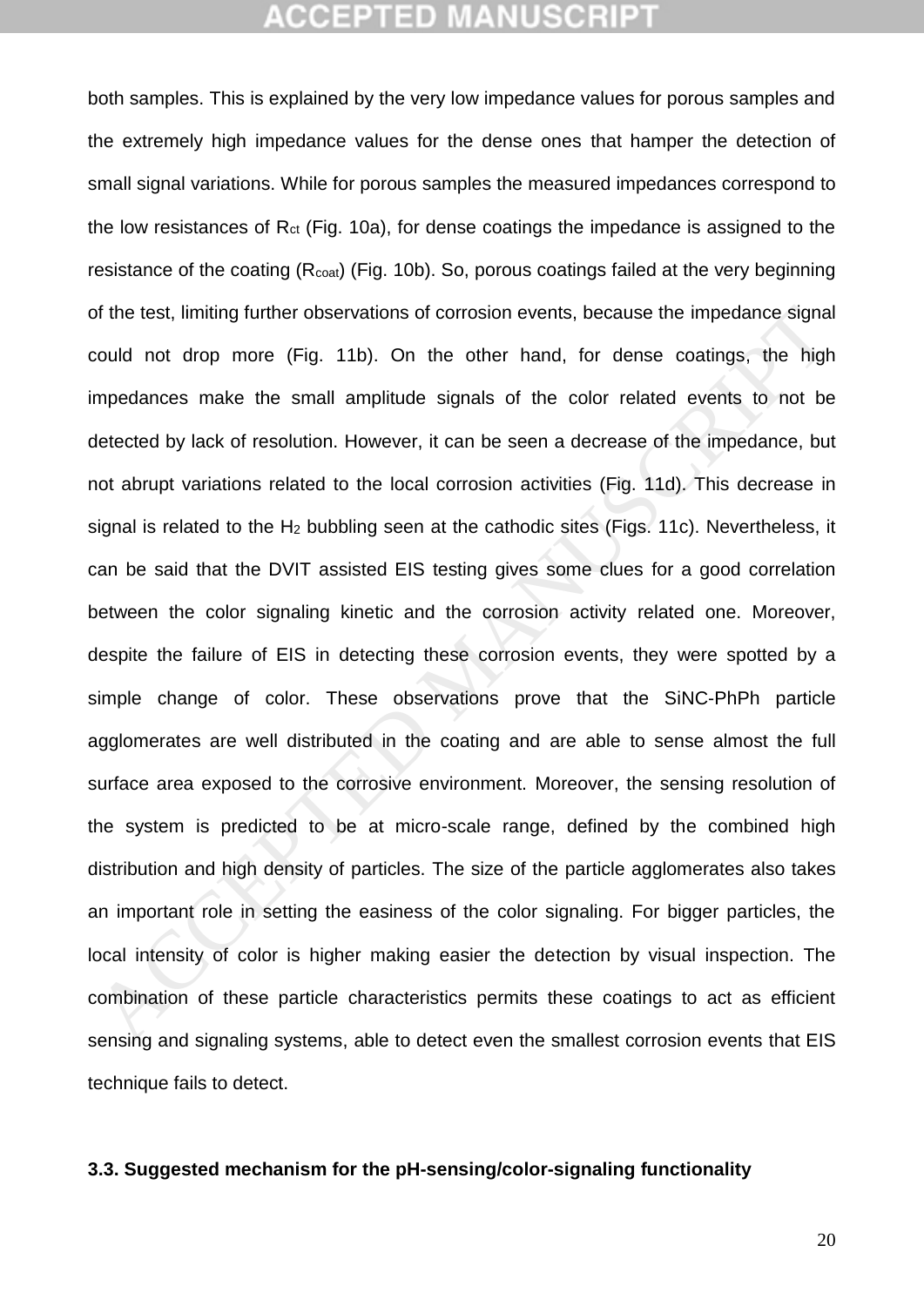both samples. This is explained by the very low impedance values for porous samples and the extremely high impedance values for the dense ones that hamper the detection of small signal variations. While for porous samples the measured impedances correspond to the low resistances of $R_{ct}$ (Fig. 10a), for dense coatings the impedance is assigned to the resistance of the coating ($R_{coat}$) (Fig. 10b). So, porous coatings failed at the very beginning of the test, limiting further observations of corrosion events, because the impedance signal could not drop more (Fig. 11b). On the other hand, for dense coatings, the high impedances make the small amplitude signals of the color related events to not be detected by lack of resolution. However, it can be seen a decrease of the impedance, but not abrupt variations related to the local corrosion activities (Fig. 11d). This decrease in signal is related to the $H_2$ bubbling seen at the cathodic sites (Figs. 11c). Nevertheless, it can be said that the DVIT assisted EIS testing gives some clues for a good correlation between the color signaling kinetic and the corrosion activity related one. Moreover, despite the failure of EIS in detecting these corrosion events, they were spotted by a simple change of color. These observations prove that the SiNC-PhPh particle agglomerates are well distributed in the coating and are able to sense almost the full surface area exposed to the corrosive environment. Moreover, the sensing resolution of the system is predicted to be at micro-scale range, defined by the combined high distribution and high density of particles. The size of the particle agglomerates also takes an important role in setting the easiness of the color signaling. For bigger particles, the local intensity of color is higher making easier the detection by visual inspection. The combination of these particle characteristics permits these coatings to act as efficient sensing and signaling systems, able to detect even the smallest corrosion events that EIS technique fails to detect.

### 3.3. Suggested mechanism for the pH-sensing/color-signaling functionality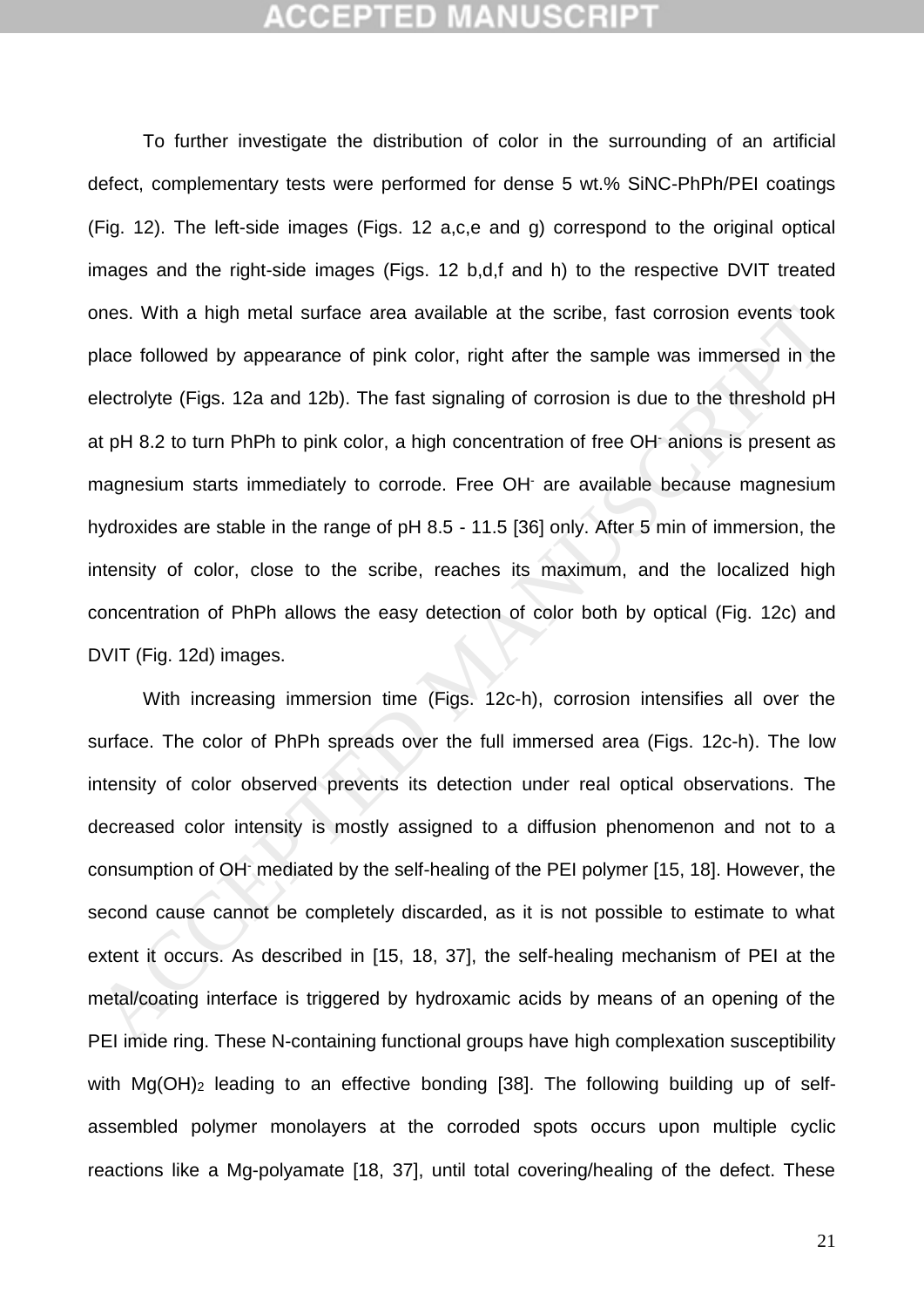To further investigate the distribution of color in the surrounding of an artificial defect, complementary tests were performed for dense 5 wt.% SiNC-PhPh/PEI coatings (Fig. 12). The left-side images (Figs. 12 a,c,e and g) correspond to the original optical images and the right-side images (Figs. 12 b,d,f and h) to the respective DVIT treated ones. With a high metal surface area available at the scribe, fast corrosion events took place followed by appearance of pink color, right after the sample was immersed in the electrolyte (Figs. 12a and 12b). The fast signaling of corrosion is due to the threshold pH at pH 8.2 to turn PhPh to pink color, a high concentration of free $OH^-$ anions is present as magnesium starts immediately to corrode. Free $OH^-$ are available because magnesium hydroxides are stable in the range of pH 8.5 - 11.5 [36] only. After 5 min of immersion, the intensity of color, close to the scribe, reaches its maximum, and the localized high concentration of PhPh allows the easy detection of color both by optical (Fig. 12c) and DVIT (Fig. 12d) images.

With increasing immersion time (Figs. 12c-h), corrosion intensifies all over the surface. The color of PhPh spreads over the full immersed area (Figs. 12c-h). The low intensity of color observed prevents its detection under real optical observations. The decreased color intensity is mostly assigned to a diffusion phenomenon and not to a consumption of $OH^-$ mediated by the self-healing of the PEI polymer [15, 18]. However, the second cause cannot be completely discarded, as it is not possible to estimate to what extent it occurs. As described in [15, 18, 37], the self-healing mechanism of PEI at the metal/coating interface is triggered by hydroxamic acids by means of an opening of the PEI imide ring. These N-containing functional groups have high complexation susceptibility with $Mg(OH)_2$ leading to an effective bonding [38]. The following building up of self-assembled polymer monolayers at the corroded spots occurs upon multiple cyclic reactions like a Mg-polyamate [18, 37], until total covering/healing of the defect. These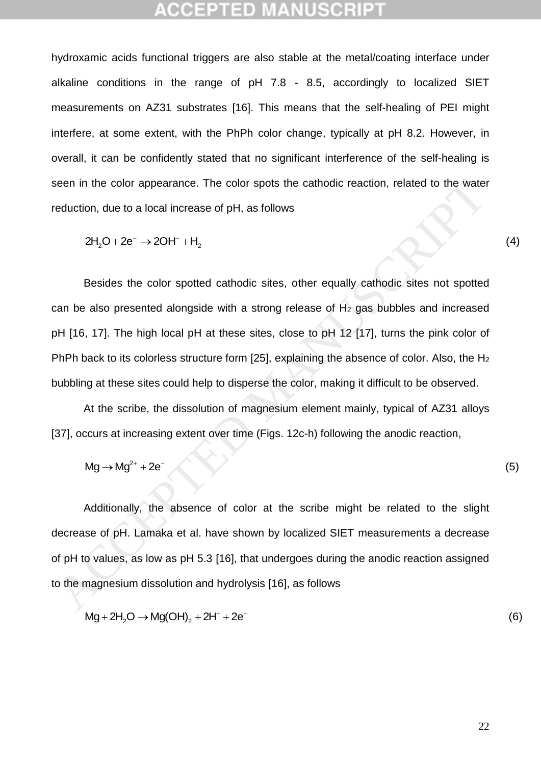hydroxamic acids functional triggers are also stable at the metal/coating interface under alkaline conditions in the range of pH 7.8 - 8.5, accordingly to localized SIET measurements on AZ31 substrates [16]. This means that the self-healing of PEI might interfere, at some extent, with the PhPh color change, typically at pH 8.2. However, in overall, it can be confidently stated that no significant interference of the self-healing is seen in the color appearance. The color spots the cathodic reaction, related to the water reduction, due to a local increase of pH, as follows

$$2H_2O + 2e^- \rightarrow 2OH^- + H_2 \tag{4}$$

Besides the color spotted cathodic sites, other equally cathodic sites not spotted can be also presented alongside with a strong release of $H_2$ gas bubbles and increased pH [16, 17]. The high local pH at these sites, close to pH 12 [17], turns the pink color of PhPh back to its colorless structure form [25], explaining the absence of color. Also, the $H_2$ bubbling at these sites could help to disperse the color, making it difficult to be observed.

At the scribe, the dissolution of magnesium element mainly, typical of AZ31 alloys [37], occurs at increasing extent over time (Figs. 12c-h) following the anodic reaction,

$$Mg \rightarrow Mg^{2+} + 2e^- \tag{5}$$

Additionally, the absence of color at the scribe might be related to the slight decrease of pH. Lamaka et al. have shown by localized SIET measurements a decrease of pH to values, as low as pH 5.3 [16], that undergoes during the anodic reaction assigned to the magnesium dissolution and hydrolysis [16], as follows

$$Mg + 2H_2O \rightarrow Mg(OH)_2 + 2H^+ + 2e^- \tag{6}$$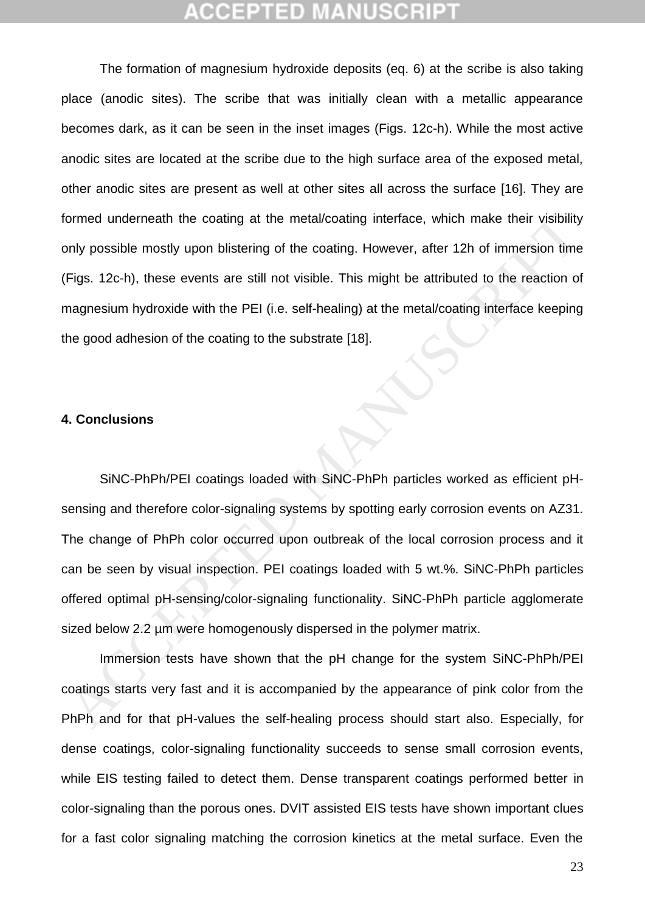The formation of magnesium hydroxide deposits (eq. 6) at the scribe is also taking place (anodic sites). The scribe that was initially clean with a metallic appearance becomes dark, as it can be seen in the inset images (Figs. 12c-h). While the most active anodic sites are located at the scribe due to the high surface area of the exposed metal, other anodic sites are present as well at other sites all across the surface [16]. They are formed underneath the coating at the metal/coating interface, which make their visibility only possible mostly upon blistering of the coating. However, after 12h of immersion time (Figs. 12c-h), these events are still not visible. This might be attributed to the reaction of magnesium hydroxide with the PEI (i.e. self-healing) at the metal/coating interface keeping the good adhesion of the coating to the substrate [18].

#### 4. Conclusions

SiNC-PhPh/PEI coatings loaded with SiNC-PhPh particles worked as efficient pH-sensing and therefore color-signaling systems by spotting early corrosion events on AZ31. The change of PhPh color occurred upon outbreak of the local corrosion process and it can be seen by visual inspection. PEI coatings loaded with 5 wt.%. SiNC-PhPh particles offered optimal pH-sensing/color-signaling functionality. SiNC-PhPh particle agglomerate sized below 2.2 µm were homogenously dispersed in the polymer matrix.

Immersion tests have shown that the pH change for the system SiNC-PhPh/PEI coatings starts very fast and it is accompanied by the appearance of pink color from the PhPh and for that pH-values the self-healing process should start also. Especially, for dense coatings, color-signaling functionality succeeds to sense small corrosion events, while EIS testing failed to detect them. Dense transparent coatings performed better in color-signaling than the porous ones. DVIT assisted EIS tests have shown important clues for a fast color signaling matching the corrosion kinetics at the metal surface. Even the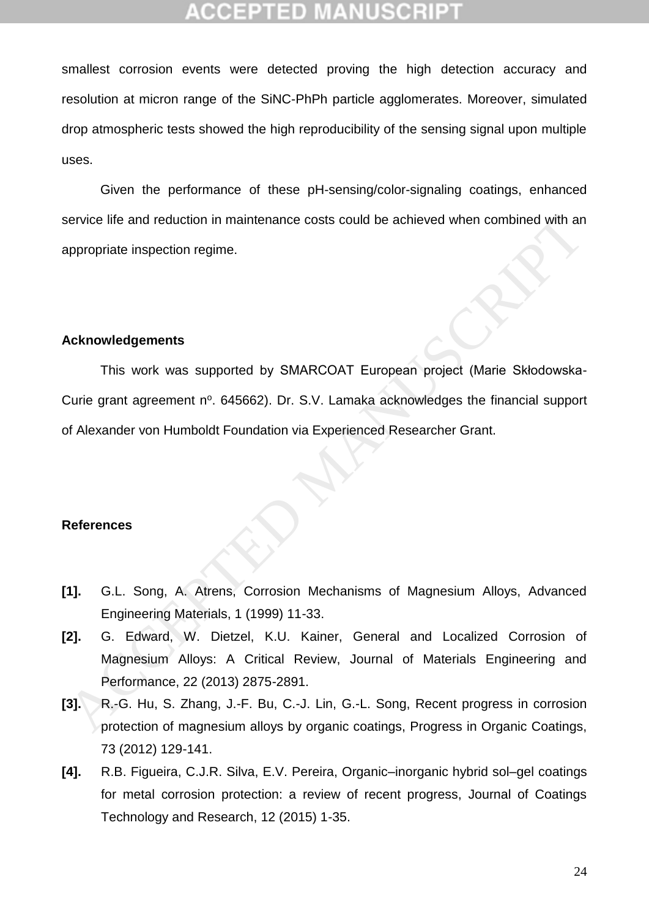smallest corrosion events were detected proving the high detection accuracy and resolution at micron range of the SiNC-PhPh particle agglomerates. Moreover, simulated drop atmospheric tests showed the high reproducibility of the sensing signal upon multiple uses.

Given the performance of these pH-sensing/color-signaling coatings, enhanced service life and reduction in maintenance costs could be achieved when combined with an appropriate inspection regime.

## Acknowledgements

This work was supported by SMARCOAT European project (Marie Skłodowska-Curie grant agreement nº. 645662). Dr. S.V. Lamaka acknowledges the financial support of Alexander von Humboldt Foundation via Experienced Researcher Grant.

## References

**[1].** G.L. Song, A. Atrens, Corrosion Mechanisms of Magnesium Alloys, Advanced Engineering Materials, 1 (1999) 11-33.

**[2].** G. Edward, W. Dietzel, K.U. Kainer, General and Localized Corrosion of Magnesium Alloys: A Critical Review, Journal of Materials Engineering and Performance, 22 (2013) 2875-2891.

**[3].** R.-G. Hu, S. Zhang, J.-F. Bu, C.-J. Lin, G.-L. Song, Recent progress in corrosion protection of magnesium alloys by organic coatings, Progress in Organic Coatings, 73 (2012) 129-141.

**[4].** R.B. Figueira, C.J.R. Silva, E.V. Pereira, Organic–inorganic hybrid sol–gel coatings for metal corrosion protection: a review of recent progress, Journal of Coatings Technology and Research, 12 (2015) 1-35.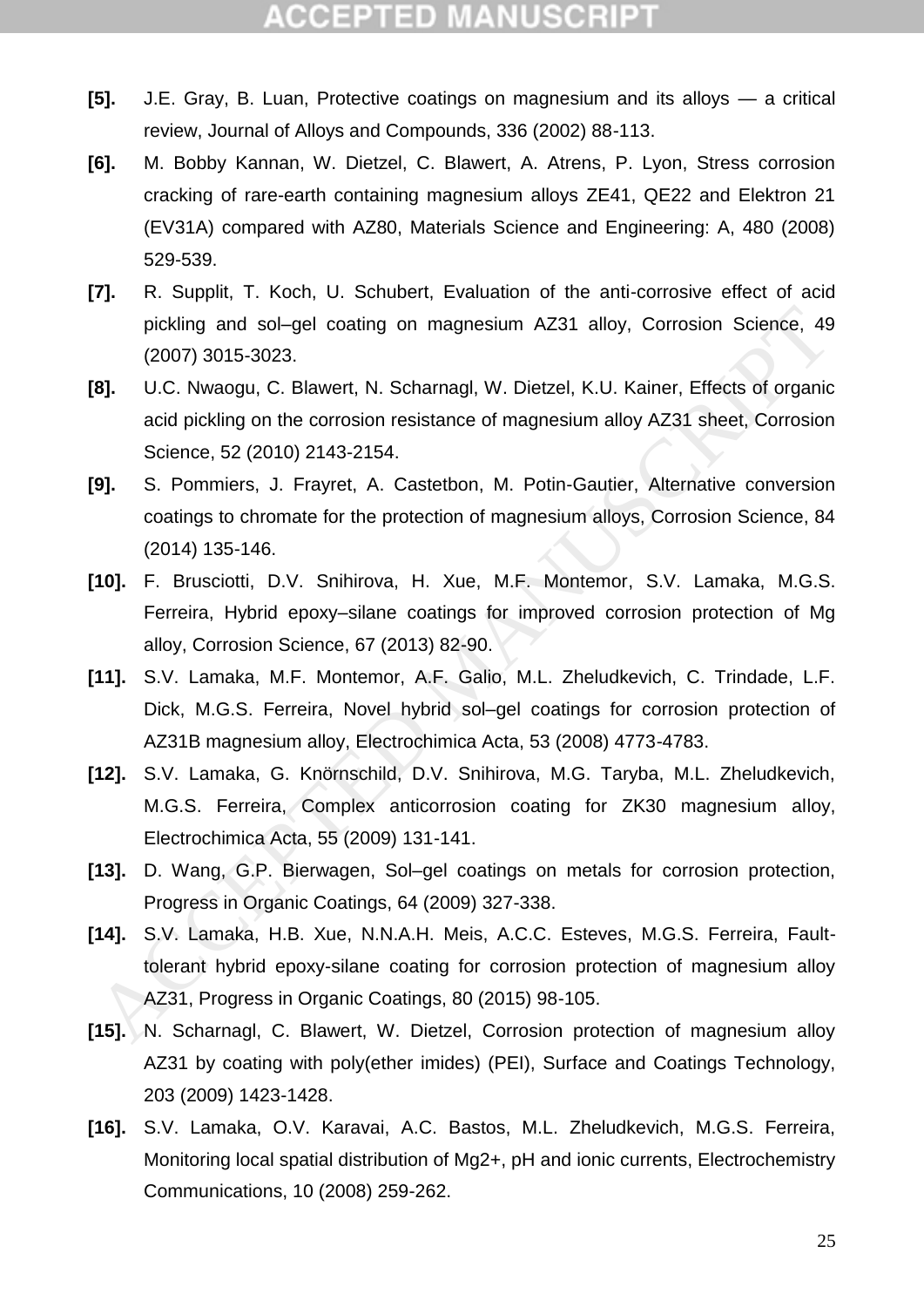**[5].** J.E. Gray, B. Luan, Protective coatings on magnesium and its alloys — a critical review, Journal of Alloys and Compounds, 336 (2002) 88-113.

**[6].** M. Bobby Kannan, W. Dietzel, C. Blawert, A. Atrens, P. Lyon, Stress corrosion cracking of rare-earth containing magnesium alloys ZE41, QE22 and Elektron 21 (EV31A) compared with AZ80, Materials Science and Engineering: A, 480 (2008) 529-539.

**[7].** R. Supplit, T. Koch, U. Schubert, Evaluation of the anti-corrosive effect of acid pickling and sol–gel coating on magnesium AZ31 alloy, Corrosion Science, 49 (2007) 3015-3023.

**[8].** U.C. Nwaogu, C. Blawert, N. Scharnagl, W. Dietzel, K.U. Kainer, Effects of organic acid pickling on the corrosion resistance of magnesium alloy AZ31 sheet, Corrosion Science, 52 (2010) 2143-2154.

**[9].** S. Pommiers, J. Frayret, A. Castetbon, M. Potin-Gautier, Alternative conversion coatings to chromate for the protection of magnesium alloys, Corrosion Science, 84 (2014) 135-146.

**[10].** F. Brusciotti, D.V. Snihirova, H. Xue, M.F. Montemor, S.V. Lamaka, M.G.S. Ferreira, Hybrid epoxy–silane coatings for improved corrosion protection of Mg alloy, Corrosion Science, 67 (2013) 82-90.

**[11].** S.V. Lamaka, M.F. Montemor, A.F. Galio, M.L. Zheludkevich, C. Trindade, L.F. Dick, M.G.S. Ferreira, Novel hybrid sol–gel coatings for corrosion protection of AZ31B magnesium alloy, Electrochimica Acta, 53 (2008) 4773-4783.

**[12].** S.V. Lamaka, G. Knörnschild, D.V. Snihirova, M.G. Taryba, M.L. Zheludkevich, M.G.S. Ferreira, Complex anticorrosion coating for ZK30 magnesium alloy, Electrochimica Acta, 55 (2009) 131-141.

**[13].** D. Wang, G.P. Bierwagen, Sol–gel coatings on metals for corrosion protection, Progress in Organic Coatings, 64 (2009) 327-338.

**[14].** S.V. Lamaka, H.B. Xue, N.N.A.H. Meis, A.C.C. Esteves, M.G.S. Ferreira, Fault-tolerant hybrid epoxy-silane coating for corrosion protection of magnesium alloy AZ31, Progress in Organic Coatings, 80 (2015) 98-105.

**[15].** N. Scharnagl, C. Blawert, W. Dietzel, Corrosion protection of magnesium alloy AZ31 by coating with poly(ether imides) (PEI), Surface and Coatings Technology, 203 (2009) 1423-1428.

**[16].** S.V. Lamaka, O.V. Karavai, A.C. Bastos, M.L. Zheludkevich, M.G.S. Ferreira, Monitoring local spatial distribution of Mg2+, pH and ionic currents, Electrochemistry Communications, 10 (2008) 259-262.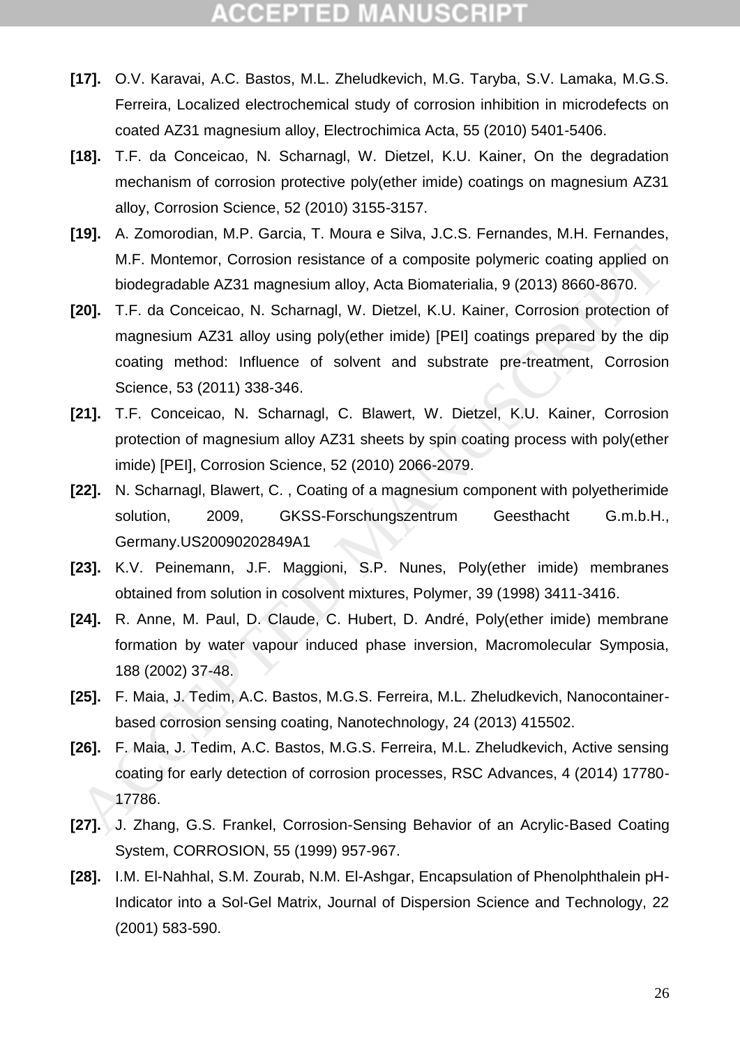**[17].** O.V. Karavai, A.C. Bastos, M.L. Zheludkevich, M.G. Taryba, S.V. Lamaka, M.G.S. Ferreira, Localized electrochemical study of corrosion inhibition in microdefects on coated AZ31 magnesium alloy, Electrochimica Acta, 55 (2010) 5401-5406.

**[18].** T.F. da Conceicao, N. Scharnagl, W. Dietzel, K.U. Kainer, On the degradation mechanism of corrosion protective poly(ether imide) coatings on magnesium AZ31 alloy, Corrosion Science, 52 (2010) 3155-3157.

**[19].** A. Zomorodian, M.P. Garcia, T. Moura e Silva, J.C.S. Fernandes, M.H. Fernandes, M.F. Montemor, Corrosion resistance of a composite polymeric coating applied on biodegradable AZ31 magnesium alloy, Acta Biomaterialia, 9 (2013) 8660-8670.

**[20].** T.F. da Conceicao, N. Scharnagl, W. Dietzel, K.U. Kainer, Corrosion protection of magnesium AZ31 alloy using poly(ether imide) [PEI] coatings prepared by the dip coating method: Influence of solvent and substrate pre-treatment, Corrosion Science, 53 (2011) 338-346.

**[21].** T.F. Conceicao, N. Scharnagl, C. Blawert, W. Dietzel, K.U. Kainer, Corrosion protection of magnesium alloy AZ31 sheets by spin coating process with poly(ether imide) [PEI], Corrosion Science, 52 (2010) 2066-2079.

**[22].** N. Scharnagl, Blawert, C. , Coating of a magnesium component with polyetherimide solution, 2009, GKSS-Forschungszentrum Geesthacht G.m.b.H., Germany.US20090202849A1

**[23].** K.V. Peinemann, J.F. Maggioni, S.P. Nunes, Poly(ether imide) membranes obtained from solution in cosolvent mixtures, Polymer, 39 (1998) 3411-3416.

**[24].** R. Anne, M. Paul, D. Claude, C. Hubert, D. André, Poly(ether imide) membrane formation by water vapour induced phase inversion, Macromolecular Symposia, 188 (2002) 37-48.

**[25].** F. Maia, J. Tedim, A.C. Bastos, M.G.S. Ferreira, M.L. Zheludkevich, Nanocontainer-based corrosion sensing coating, Nanotechnology, 24 (2013) 415502.

**[26].** F. Maia, J. Tedim, A.C. Bastos, M.G.S. Ferreira, M.L. Zheludkevich, Active sensing coating for early detection of corrosion processes, RSC Advances, 4 (2014) 17780-17786.

**[27].** J. Zhang, G.S. Frankel, Corrosion-Sensing Behavior of an Acrylic-Based Coating System, CORROSION, 55 (1999) 957-967.

**[28].** I.M. El-Nahhal, S.M. Zourab, N.M. El-Ashgar, Encapsulation of Phenolphthalein pH-Indicator into a Sol-Gel Matrix, Journal of Dispersion Science and Technology, 22 (2001) 583-590.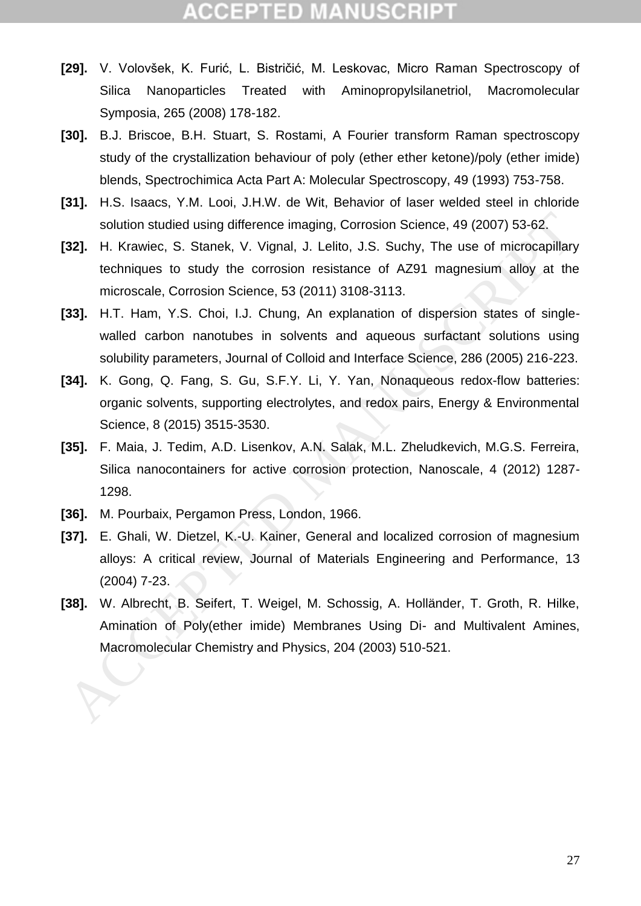**[29].** V. Volovšek, K. Furić, L. Bistričić, M. Leskovac, Micro Raman Spectroscopy of Silica Nanoparticles Treated with Aminopropylsilanetriol, Macromolecular Symposia, 265 (2008) 178-182.

**[30].** B.J. Briscoe, B.H. Stuart, S. Rostami, A Fourier transform Raman spectroscopy study of the crystallization behaviour of poly (ether ether ketone)/poly (ether imide) blends, Spectrochimica Acta Part A: Molecular Spectroscopy, 49 (1993) 753-758.

**[31].** H.S. Isaacs, Y.M. Looi, J.H.W. de Wit, Behavior of laser welded steel in chloride solution studied using difference imaging, Corrosion Science, 49 (2007) 53-62.

**[32].** H. Krawiec, S. Stanek, V. Vignal, J. Lelito, J.S. Suchy, The use of microcapillary techniques to study the corrosion resistance of AZ91 magnesium alloy at the microscale, Corrosion Science, 53 (2011) 3108-3113.

**[33].** H.T. Ham, Y.S. Choi, I.J. Chung, An explanation of dispersion states of single-walled carbon nanotubes in solvents and aqueous surfactant solutions using solubility parameters, Journal of Colloid and Interface Science, 286 (2005) 216-223.

**[34].** K. Gong, Q. Fang, S. Gu, S.F.Y. Li, Y. Yan, Nonaqueous redox-flow batteries: organic solvents, supporting electrolytes, and redox pairs, Energy & Environmental Science, 8 (2015) 3515-3530.

**[35].** F. Maia, J. Tedim, A.D. Lisenkov, A.N. Salak, M.L. Zheludkevich, M.G.S. Ferreira, Silica nanocontainers for active corrosion protection, Nanoscale, 4 (2012) 1287-1298.

**[36].** M. Pourbaix, Pergamon Press, London, 1966.

**[37].** E. Ghali, W. Dietzel, K.-U. Kainer, General and localized corrosion of magnesium alloys: A critical review, Journal of Materials Engineering and Performance, 13 (2004) 7-23.

**[38].** W. Albrecht, B. Seifert, T. Weigel, M. Schossig, A. Holländer, T. Groth, R. Hilke, Amination of Poly(ether imide) Membranes Using Di- and Multivalent Amines, Macromolecular Chemistry and Physics, 204 (2003) 510-521.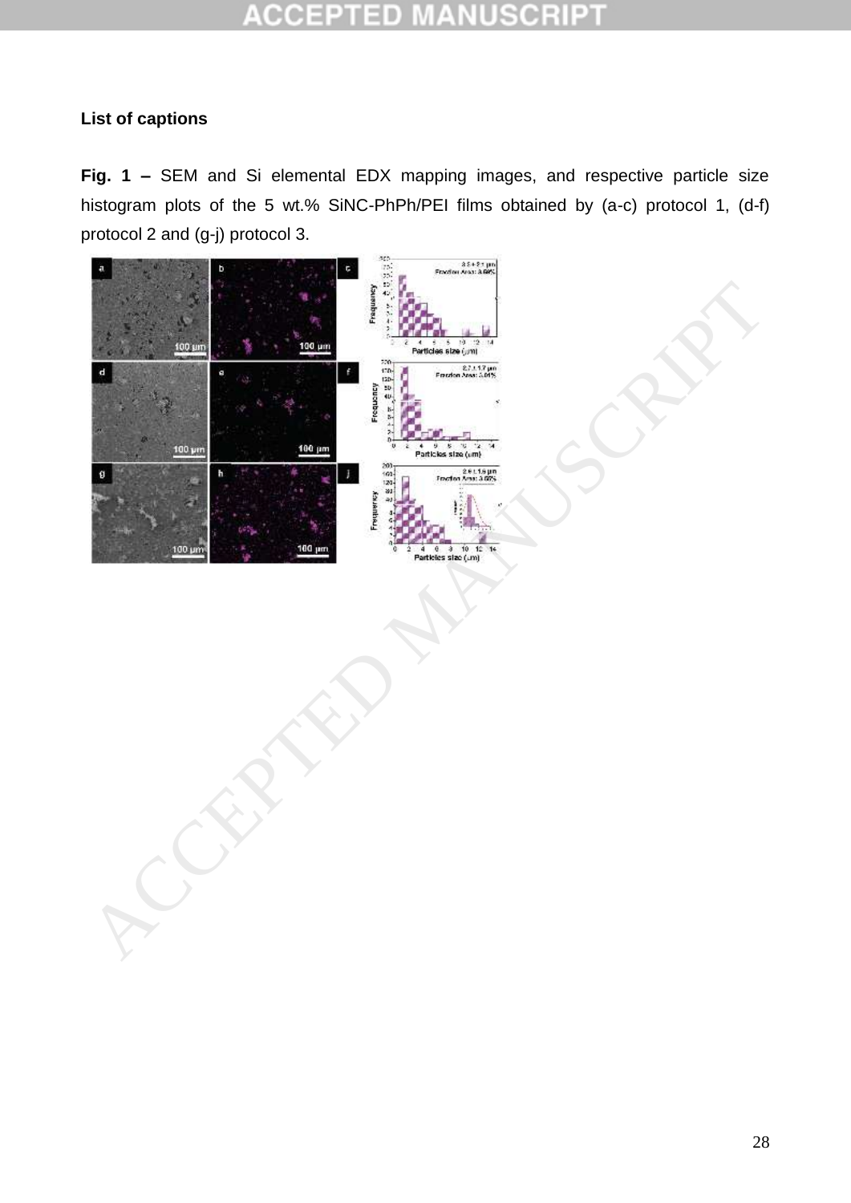**List of captions**

**Fig. 1 –** SEM and Si elemental EDX mapping images, and respective particle size histogram plots of the 5 wt.% SiNC-PhPh/PEI films obtained by (a-c) protocol 1, (d-f) protocol 2 and (g-j) protocol 3.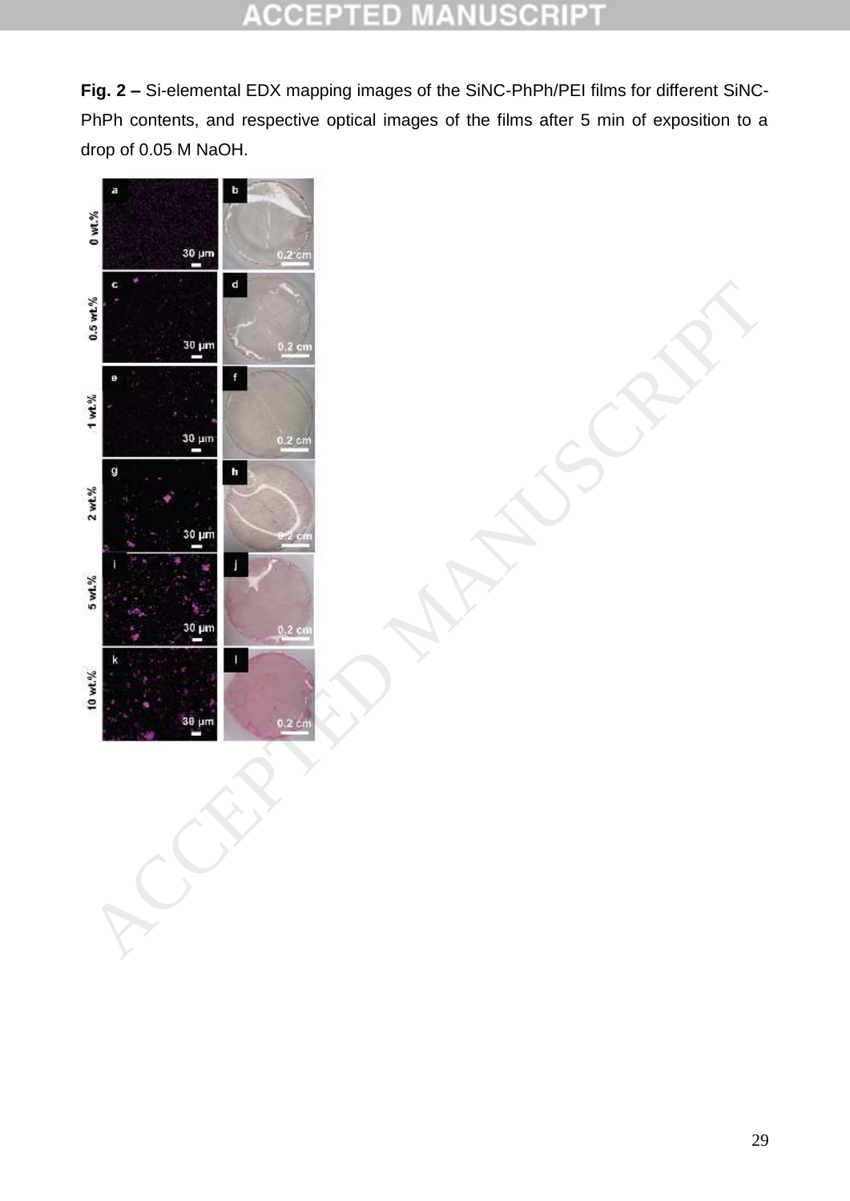**Fig. 2 –** Si-elemental EDX mapping images of the SiNC-PhPh/PEI films for different SiNC-PhPh contents, and respective optical images of the films after 5 min of exposition to a drop of 0.05 M NaOH.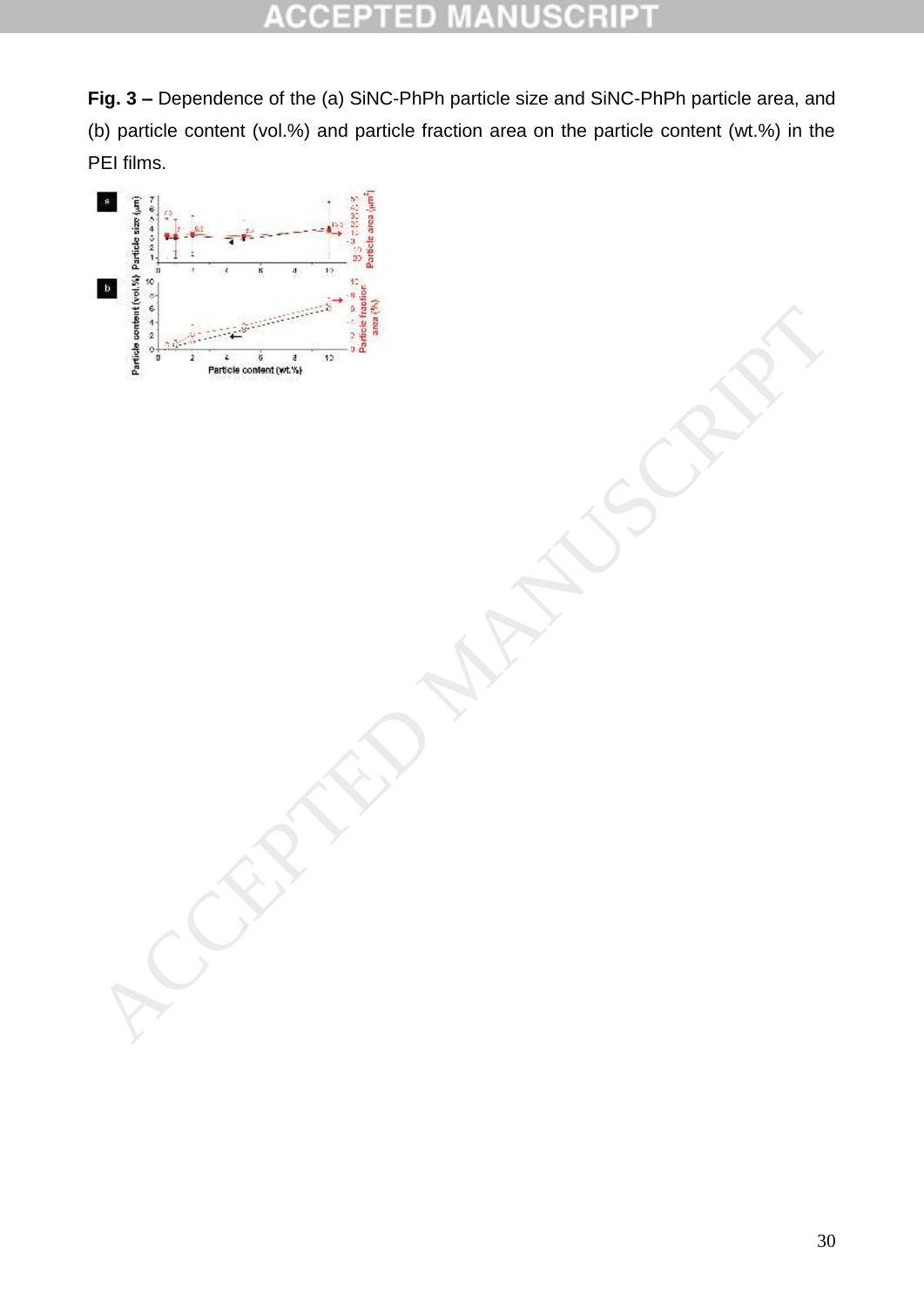**Fig. 3 –** Dependence of the (a) SiNC-PhPh particle size and SiNC-PhPh particle area, and (b) particle content (vol.%) and particle fraction area on the particle content (wt.%) in the PEI films.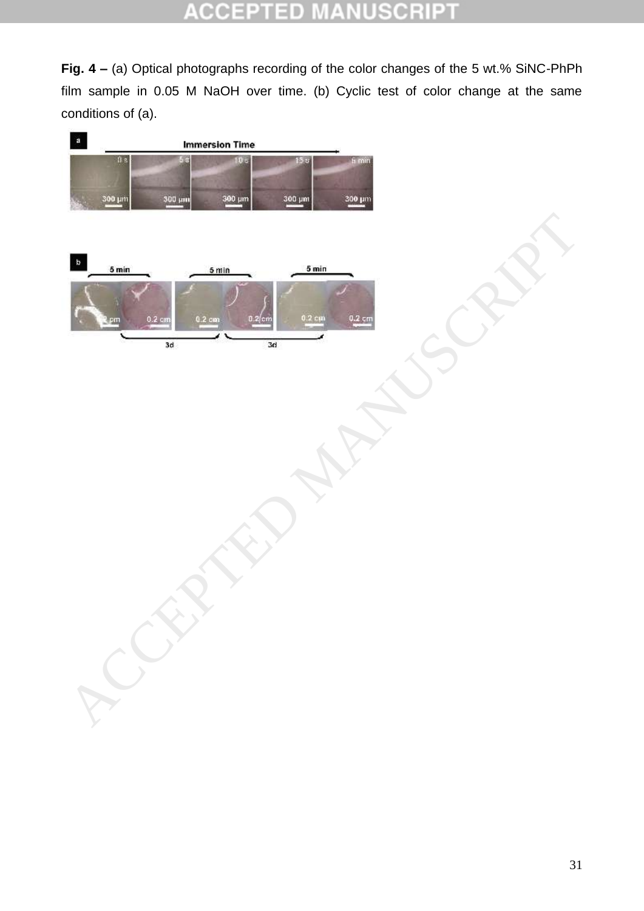**Fig. 4 –** (a) Optical photographs recording of the color changes of the 5 wt.% SiNC-PhPh film sample in 0.05 M NaOH over time. (b) Cyclic test of color change at the same conditions of (a).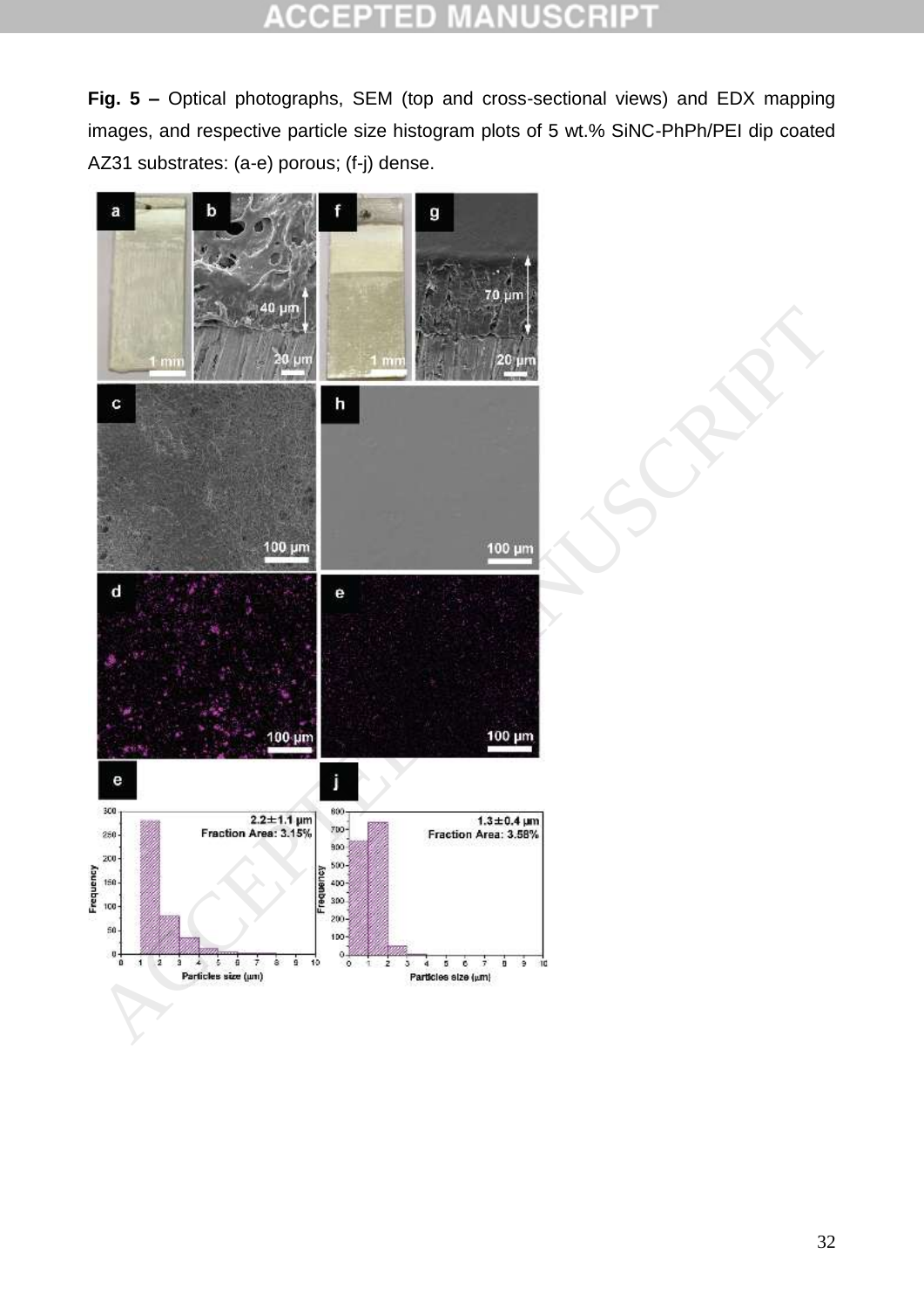**Fig. 5 –** Optical photographs, SEM (top and cross-sectional views) and EDX mapping images, and respective particle size histogram plots of 5 wt.% SiNC-PhPh/PEI dip coated AZ31 substrates: (a-e) porous; (f-j) dense.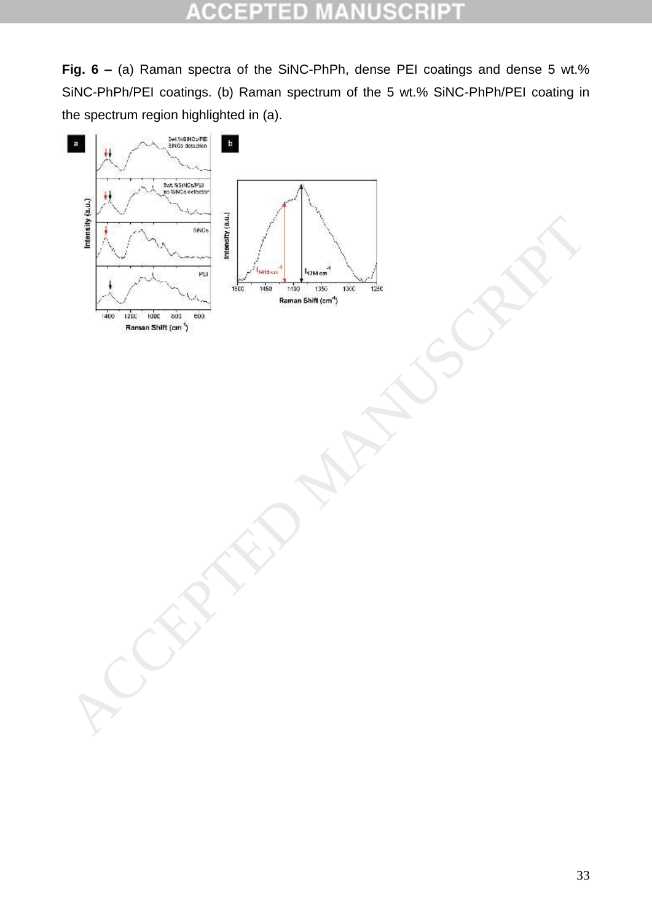**Fig. 6 –** (a) Raman spectra of the SiNC-PhPh, dense PEI coatings and dense 5 wt.% SiNC-PhPh/PEI coatings. (b) Raman spectrum of the 5 wt.% SiNC-PhPh/PEI coating in the spectrum region highlighted in (a).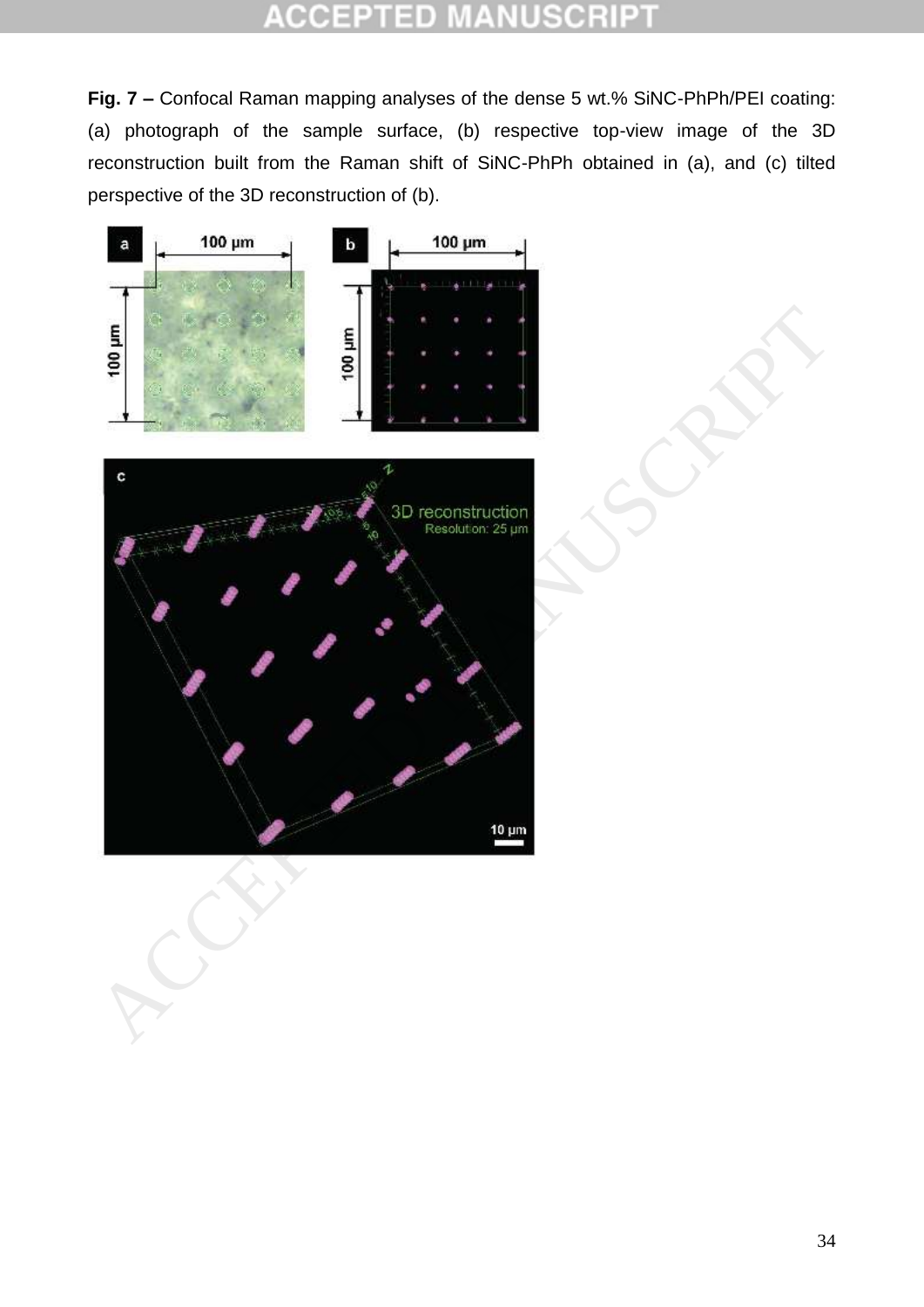**Fig. 7 –** Confocal Raman mapping analyses of the dense 5 wt.% SiNC-PhPh/PEI coating: (a) photograph of the sample surface, (b) respective top-view image of the 3D reconstruction built from the Raman shift of SiNC-PhPh obtained in (a), and (c) tilted perspective of the 3D reconstruction of (b).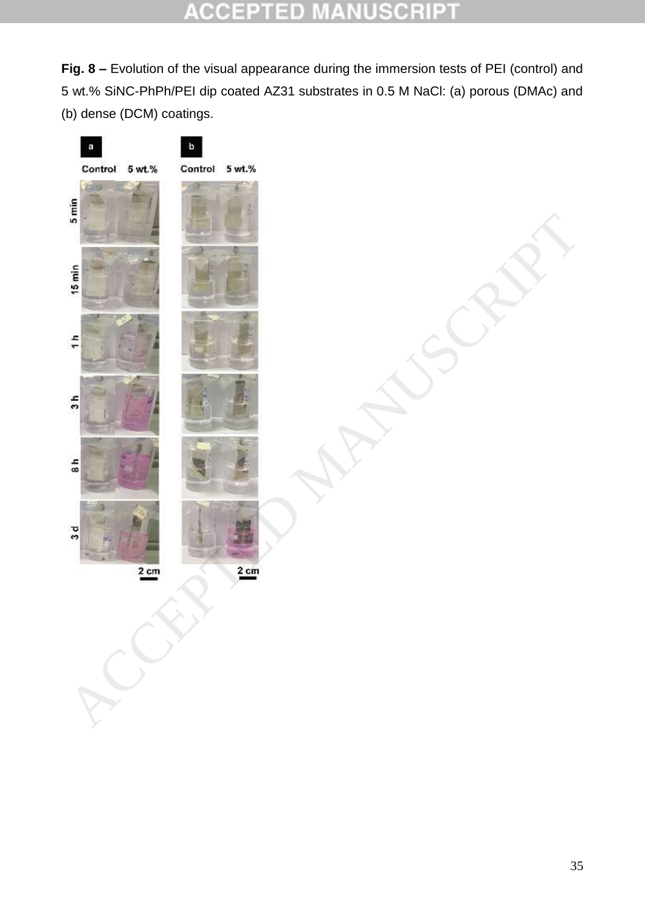**Fig. 8 –** Evolution of the visual appearance during the immersion tests of PEI (control) and 5 wt.% SiNC-PhPh/PEI dip coated AZ31 substrates in 0.5 M NaCl: (a) porous (DMAc) and (b) dense (DCM) coatings.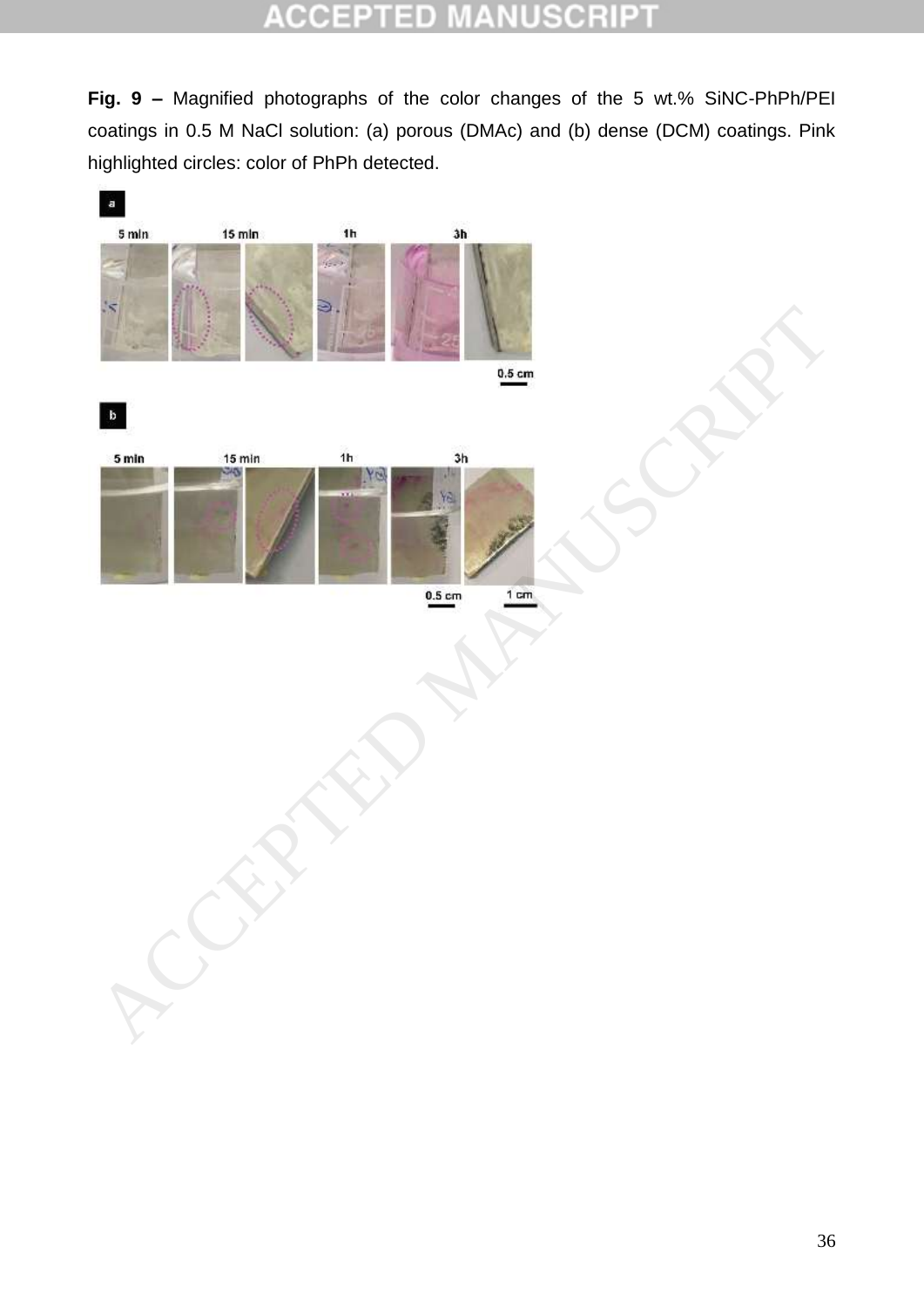**Fig. 9 –** Magnified photographs of the color changes of the 5 wt.% SiNC-PhPh/PEI coatings in 0.5 M NaCl solution: (a) porous (DMAc) and (b) dense (DCM) coatings. Pink highlighted circles: color of PhPh detected.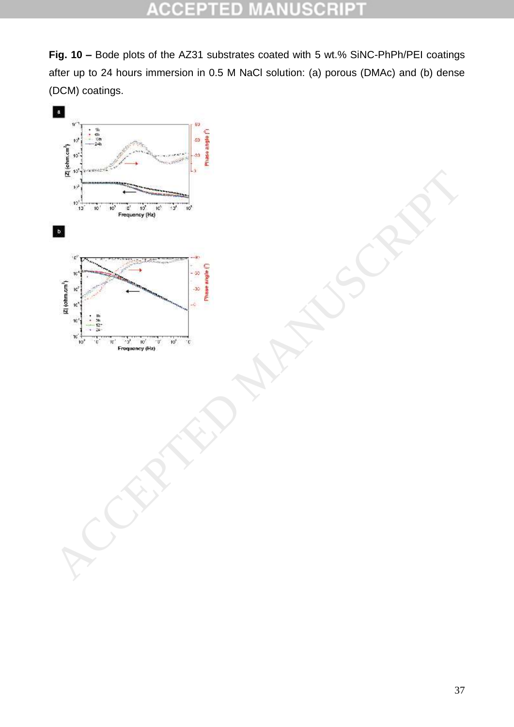**Fig. 10 –** Bode plots of the AZ31 substrates coated with 5 wt.% SiNC-PhPh/PEI coatings after up to 24 hours immersion in 0.5 M NaCl solution: (a) porous (DMAc) and (b) dense (DCM) coatings.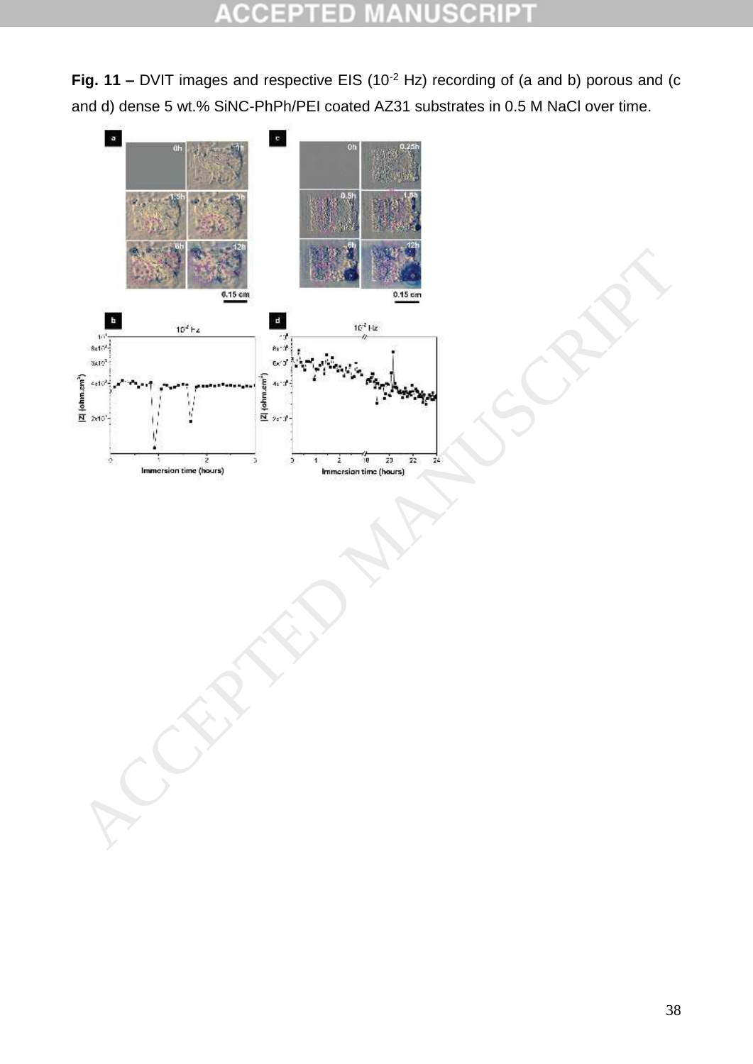**Fig. 11 –** DVIT images and respective EIS ($10^{-2}$ Hz) recording of (a and b) porous and (c and d) dense 5 wt.% SiNC-PhPh/PEI coated AZ31 substrates in 0.5 M NaCl over time.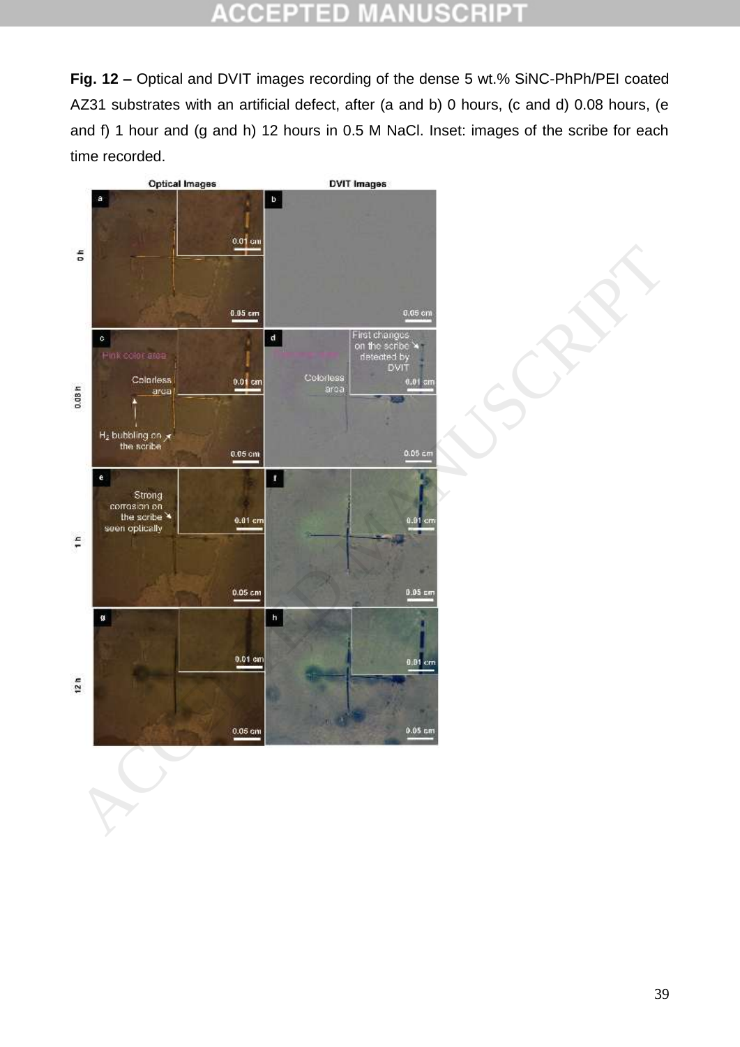**Fig. 12 –** Optical and DVIT images recording of the dense 5 wt.% SiNC-PhPh/PEI coated AZ31 substrates with an artificial defect, after (a and b) 0 hours, (c and d) 0.08 hours, (e and f) 1 hour and (g and h) 12 hours in 0.5 M NaCl. Inset: images of the scribe for each time recorded.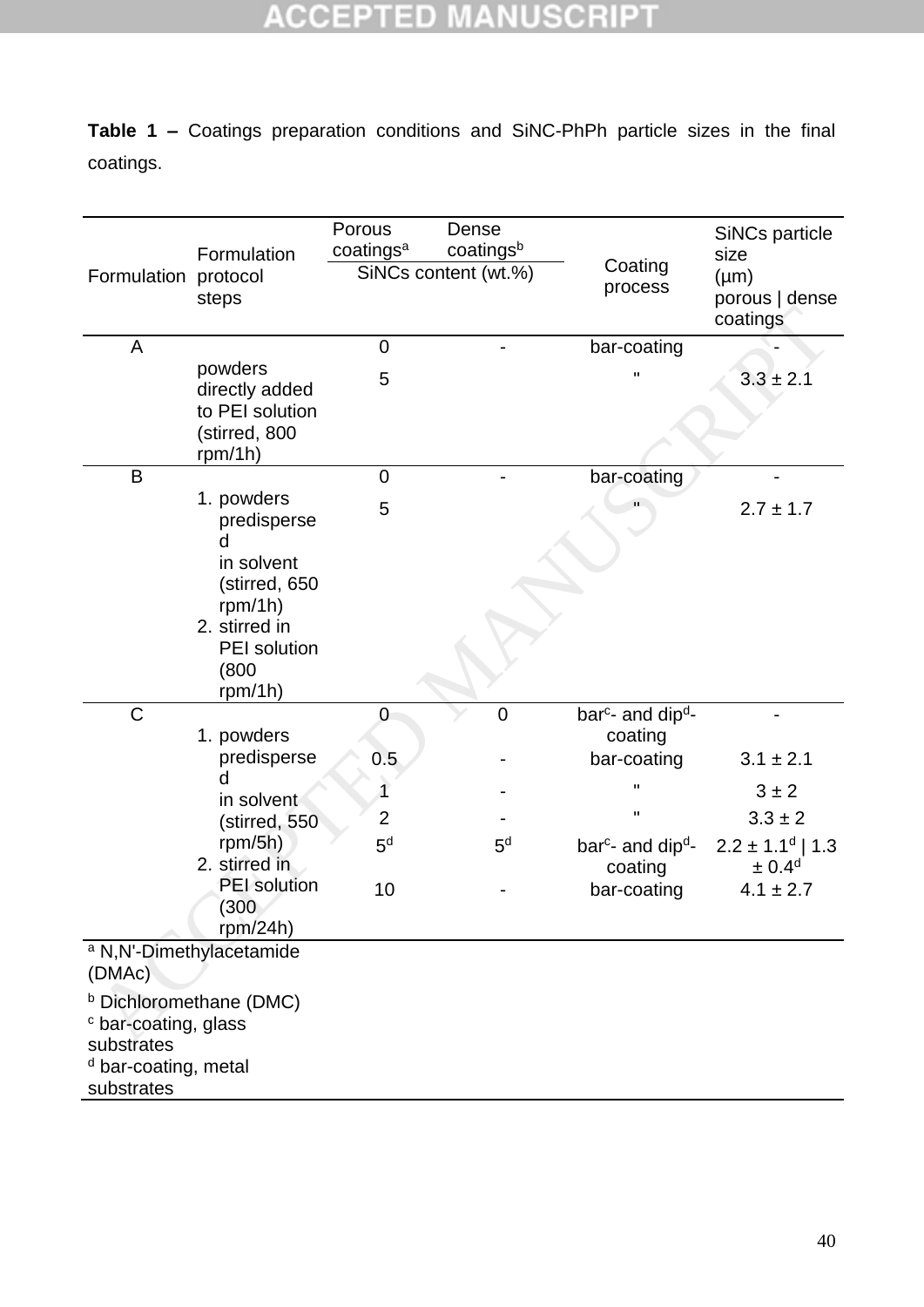**Table 1 –** Coatings preparation conditions and SiNC-PhPh particle sizes in the final coatings.

| Formulation | Formulation protocol steps | Porous coatings[a] | Dense coatings[b] | Coating process | SiNCs particle size (µm) porous \| dense coatings |
|---|---|---|---|---|---|
| | | SiNCs content (wt.%) | | | |
| A | powders directly added to PEI solution (stirred, 800 rpm/1h) | 0 | - | bar-coating | - |
| | | 5 | | " | 3.3 ± 2.1 |
| B | 1. powders predispersed in solvent (stirred, 650 rpm/1h) 2. stirred in PEI solution (800 rpm/1h) | 0 | - | bar-coating | - |
| | | 5 | | " | 2.7 ± 1.7 |
| C | 1. powders predispersed in solvent (stirred, 550 rpm/5h) 2. stirred in PEI solution (300 rpm/24h) | 0 | 0 | bar[c]- and dip[d]-coating | - |
| | | 0.5 | - | bar-coating | 3.1 ± 2.1 |
| | | 1 | - | " | 3 ± 2 |
| | | 2 | - | " | 3.3 ± 2 |
| | | 5[d] | 5[d] | bar[c]- and dip[d]-coating | 2.2 ± 1.1[d] \| 1.3 ± 0.4[d] |
| | | 10 | - | bar-coating | 4.1 ± 2.7 |

[a] N,N'-Dimethylacetamide (DMAc)

[b] Dichloromethane (DMC)

[c] bar-coating, glass substrates

[d] bar-coating, metal substrates